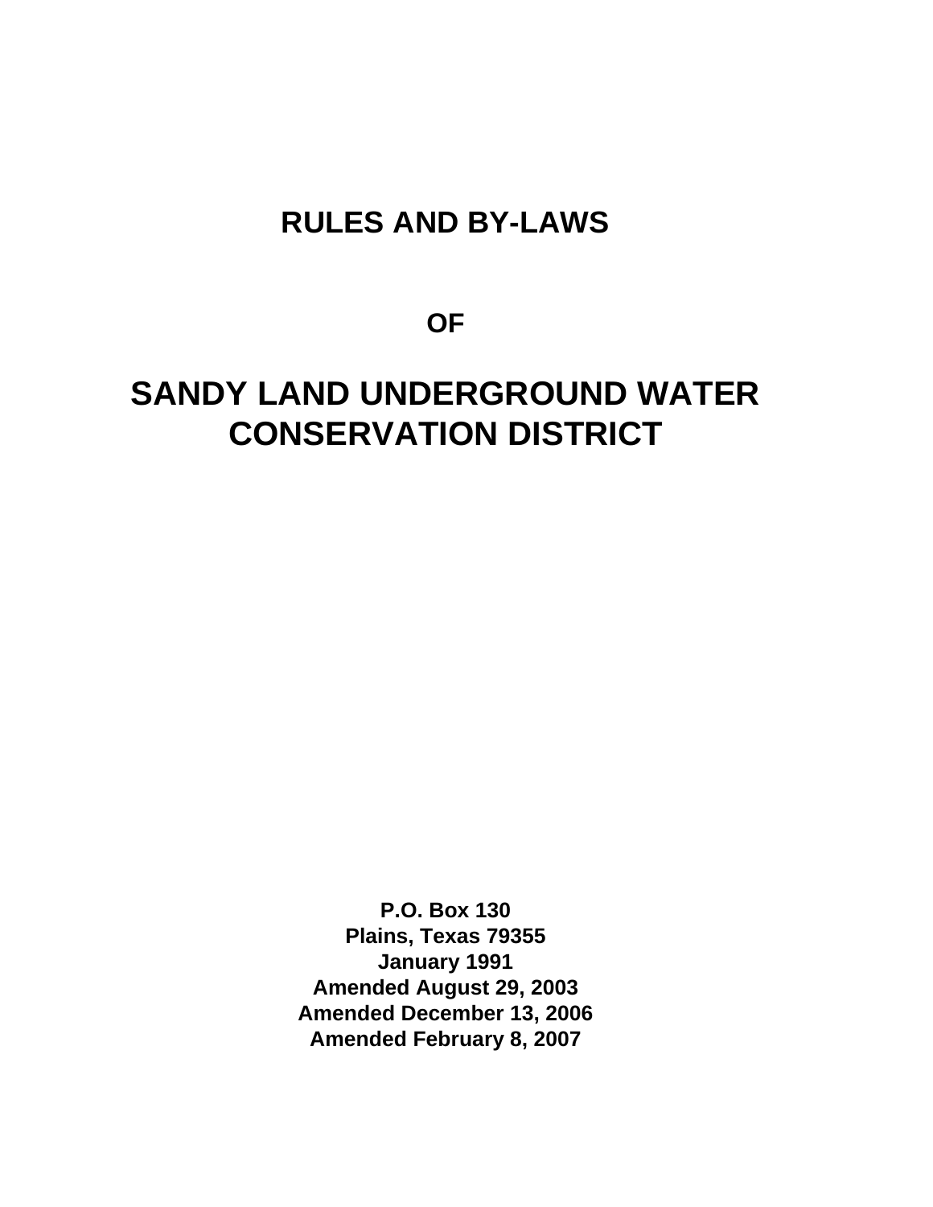# RULES AND BY-LAWS

## OF

# SANDY LAND UNDERGROUND WATER CONSERVATION DISTRICT

**P.O. Box 130**
**Plains, Texas 79355**
**January 1991**
**Amended August 29, 2003**
**Amended December 13, 2006**
**Amended February 8, 2007**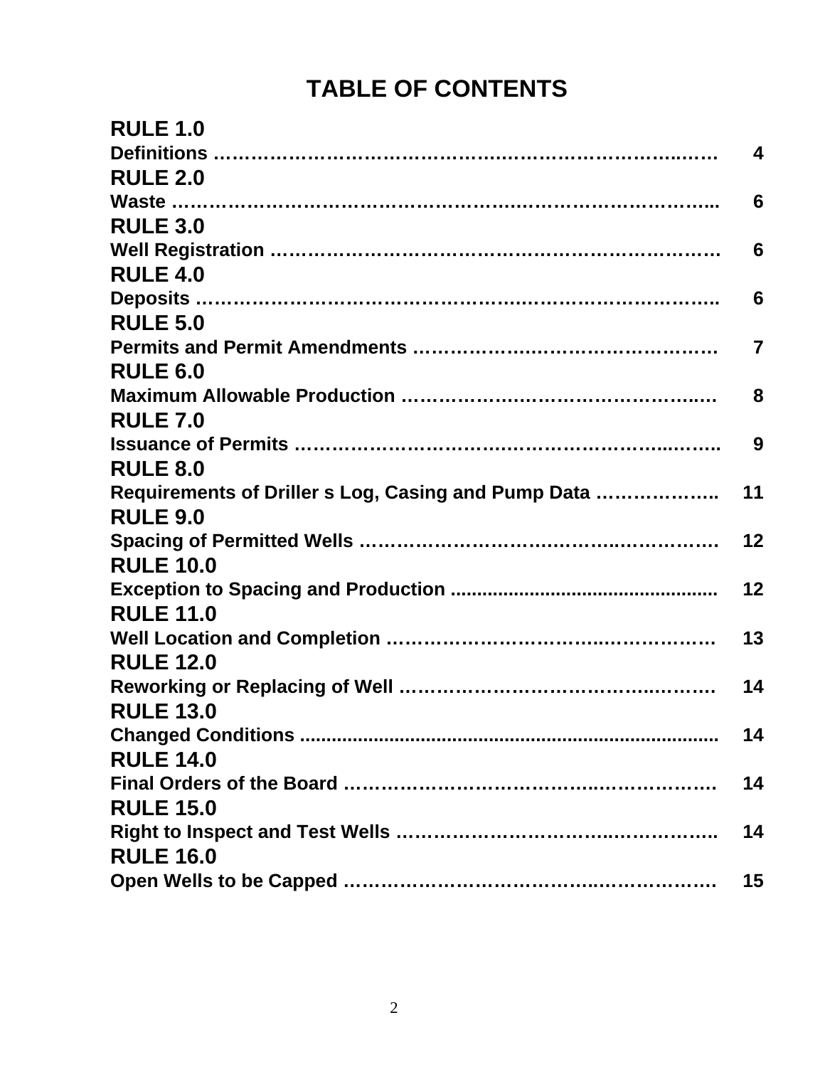# TABLE OF CONTENTS

**RULE 1.0**
**Definitions ………………………………………………………………………… 4**

**RULE 2.0**
**Waste ……………………………………………………………………………… 6**

**RULE 3.0**
**Well Registration ………………………………………………………………… 6**

**RULE 4.0**
**Deposits …………………………………………………………………………… 6**

**RULE 5.0**
**Permits and Permit Amendments ……………………………………………… 7**

**RULE 6.0**
**Maximum Allowable Production ………………………………………………… 8**

**RULE 7.0**
**Issuance of Permits ……………………………………………………………… 9**

**RULE 8.0**
**Requirements of Driller s Log, Casing and Pump Data ……………… 11**

**RULE 9.0**
**Spacing of Permitted Wells ……………………………………………………… 12**

**RULE 10.0**
**Exception to Spacing and Production ............................................... 12**

**RULE 11.0**
**Well Location and Completion ………………………………………………… 13**

**RULE 12.0**
**Reworking or Replacing of Well ………………………………………………… 14**

**RULE 13.0**
**Changed Conditions .................................................................................. 14**

**RULE 14.0**
**Final Orders of the Board ……………………………………………………… 14**

**RULE 15.0**
**Right to Inspect and Test Wells ……………………………………………… 14**

**RULE 16.0**
**Open Wells to be Capped ……………………………………………………… 15**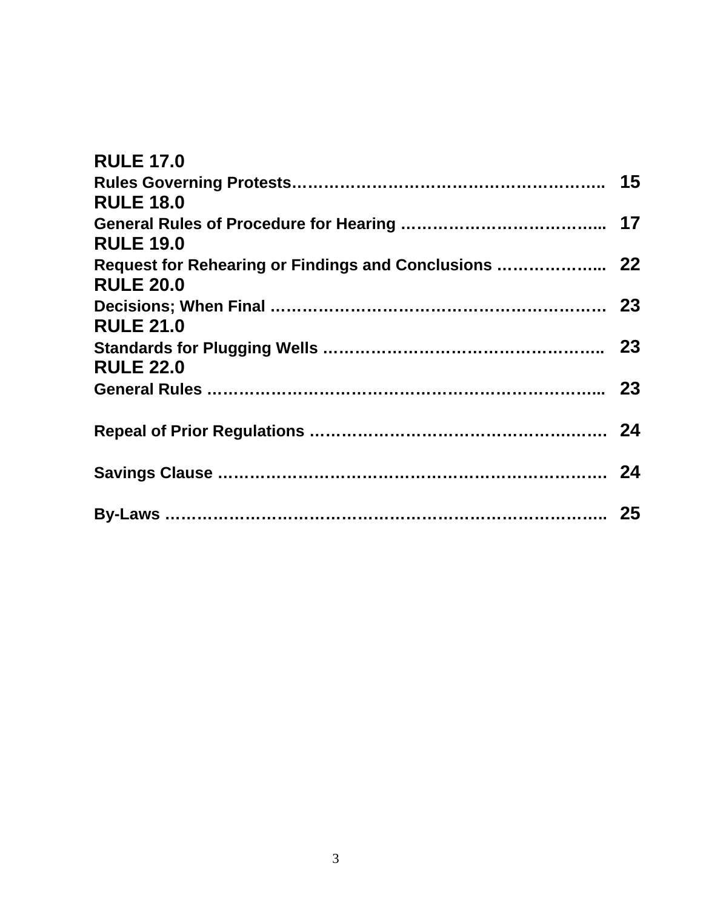**RULE 17.0**

**Rules Governing Protests…………………………………………………..** **15**

**RULE 18.0**

**General Rules of Procedure for Hearing ………………………………..** **17**

**RULE 19.0**

**Request for Rehearing or Findings and Conclusions ………………..** **22**

**RULE 20.0**

**Decisions; When Final ……………………………………………………** **23**

**RULE 21.0**

**Standards for Plugging Wells ……………………………………………..** **23**

**RULE 22.0**

**General Rules ……………………………………………………………...** **23**

**Repeal of Prior Regulations ………………………………………………** **24**

**Savings Clause ……………………………………………………………** **24**

**By-Laws ……………………………………………………………………..** **25**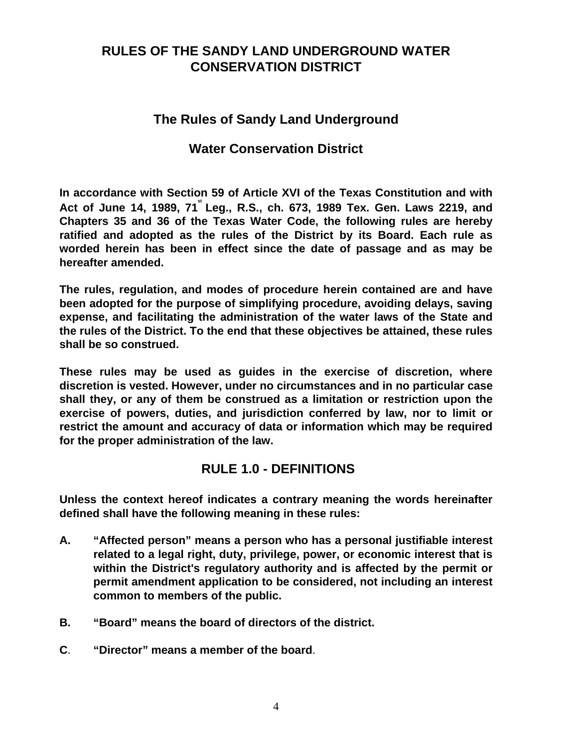# RULES OF THE SANDY LAND UNDERGROUND WATER CONSERVATION DISTRICT

## The Rules of Sandy Land Underground

## Water Conservation District

**In accordance with Section 59 of Article XVI of the Texas Constitution and with Act of June 14, 1989, 71st Leg., R.S., ch. 673, 1989 Tex. Gen. Laws 2219, and Chapters 35 and 36 of the Texas Water Code, the following rules are hereby ratified and adopted as the rules of the District by its Board. Each rule as worded herein has been in effect since the date of passage and as may be hereafter amended.**

**The rules, regulation, and modes of procedure herein contained are and have been adopted for the purpose of simplifying procedure, avoiding delays, saving expense, and facilitating the administration of the water laws of the State and the rules of the District. To the end that these objectives be attained, these rules shall be so construed.**

**These rules may be used as guides in the exercise of discretion, where discretion is vested. However, under no circumstances and in no particular case shall they, or any of them be construed as a limitation or restriction upon the exercise of powers, duties, and jurisdiction conferred by law, nor to limit or restrict the amount and accuracy of data or information which may be required for the proper administration of the law.**

## RULE 1.0 - DEFINITIONS

**Unless the context hereof indicates a contrary meaning the words hereinafter defined shall have the following meaning in these rules:**

**A. "Affected person" means a person who has a personal justifiable interest related to a legal right, duty, privilege, power, or economic interest that is within the District's regulatory authority and is affected by the permit or permit amendment application to be considered, not including an interest common to members of the public.**

**B. "Board" means the board of directors of the district.**

**C. "Director" means a member of the board.**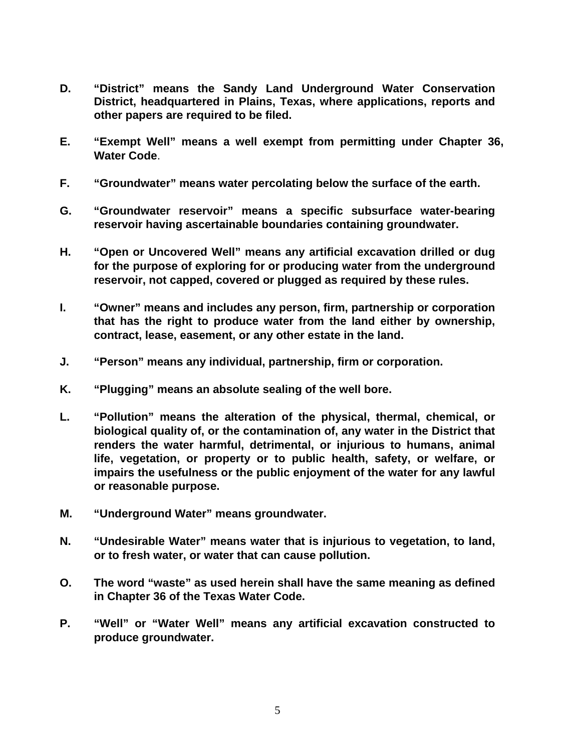**D. “District” means the Sandy Land Underground Water Conservation District, headquartered in Plains, Texas, where applications, reports and other papers are required to be filed.**

**E. “Exempt Well” means a well exempt from permitting under Chapter 36, Water Code.**

**F. “Groundwater” means water percolating below the surface of the earth.**

**G. “Groundwater reservoir” means a specific subsurface water-bearing reservoir having ascertainable boundaries containing groundwater.**

**H. “Open or Uncovered Well” means any artificial excavation drilled or dug for the purpose of exploring for or producing water from the underground reservoir, not capped, covered or plugged as required by these rules.**

**I. “Owner” means and includes any person, firm, partnership or corporation that has the right to produce water from the land either by ownership, contract, lease, easement, or any other estate in the land.**

**J. “Person” means any individual, partnership, firm or corporation.**

**K. “Plugging” means an absolute sealing of the well bore.**

**L. “Pollution” means the alteration of the physical, thermal, chemical, or biological quality of, or the contamination of, any water in the District that renders the water harmful, detrimental, or injurious to humans, animal life, vegetation, or property or to public health, safety, or welfare, or impairs the usefulness or the public enjoyment of the water for any lawful or reasonable purpose.**

**M. “Underground Water” means groundwater.**

**N. “Undesirable Water” means water that is injurious to vegetation, to land, or to fresh water, or water that can cause pollution.**

**O. The word “waste” as used herein shall have the same meaning as defined in Chapter 36 of the Texas Water Code.**

**P. “Well” or “Water Well” means any artificial excavation constructed to produce groundwater.**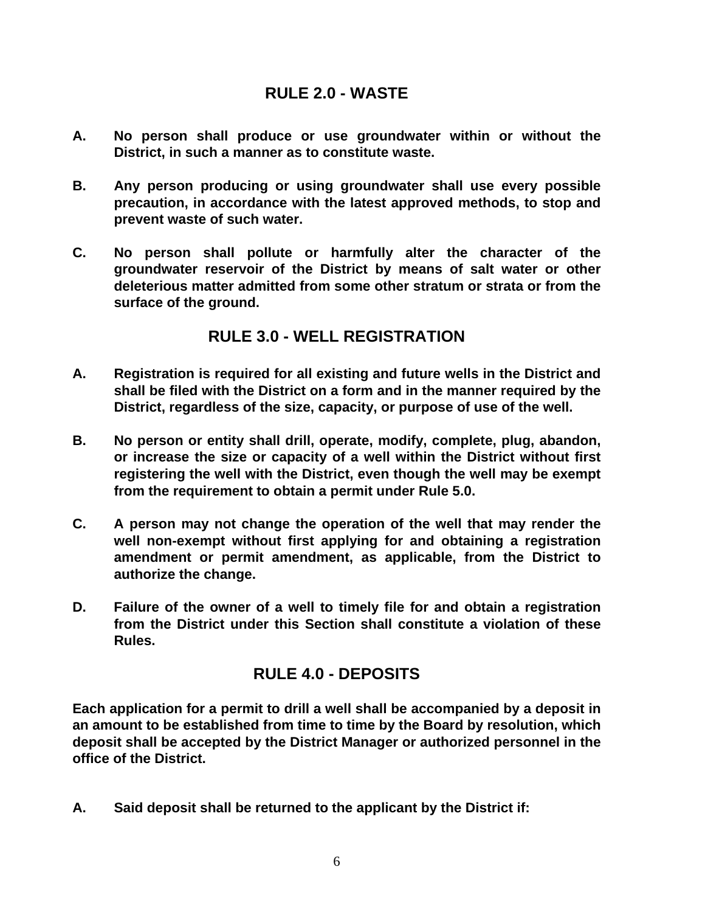## RULE 2.0 - WASTE

**A.** **No person shall produce or use groundwater within or without the District, in such a manner as to constitute waste.**

**B.** **Any person producing or using groundwater shall use every possible precaution, in accordance with the latest approved methods, to stop and prevent waste of such water.**

**C.** **No person shall pollute or harmfully alter the character of the groundwater reservoir of the District by means of salt water or other deleterious matter admitted from some other stratum or strata or from the surface of the ground.**

## RULE 3.0 - WELL REGISTRATION

**A.** **Registration is required for all existing and future wells in the District and shall be filed with the District on a form and in the manner required by the District, regardless of the size, capacity, or purpose of use of the well.**

**B.** **No person or entity shall drill, operate, modify, complete, plug, abandon, or increase the size or capacity of a well within the District without first registering the well with the District, even though the well may be exempt from the requirement to obtain a permit under Rule 5.0.**

**C.** **A person may not change the operation of the well that may render the well non-exempt without first applying for and obtaining a registration amendment or permit amendment, as applicable, from the District to authorize the change.**

**D.** **Failure of the owner of a well to timely file for and obtain a registration from the District under this Section shall constitute a violation of these Rules.**

## RULE 4.0 - DEPOSITS

**Each application for a permit to drill a well shall be accompanied by a deposit in an amount to be established from time to time by the Board by resolution, which deposit shall be accepted by the District Manager or authorized personnel in the office of the District.**

**A.** **Said deposit shall be returned to the applicant by the District if:**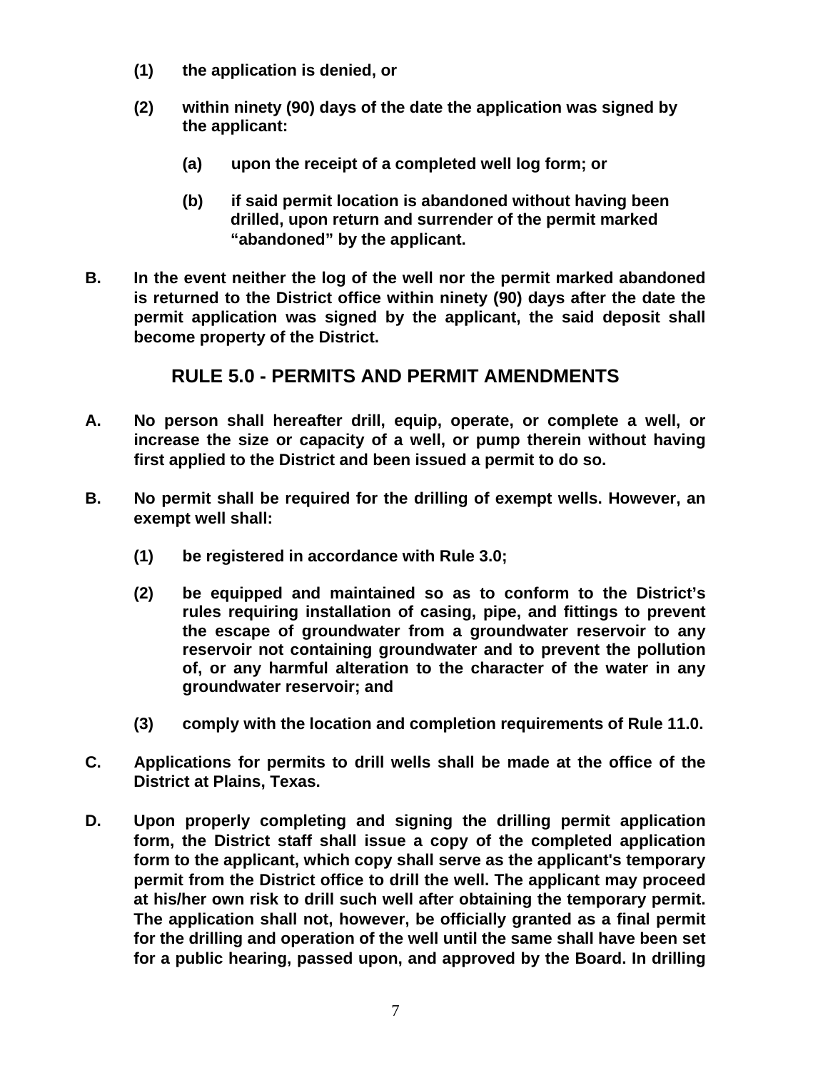**(1) the application is denied, or**

**(2) within ninety (90) days of the date the application was signed by the applicant:**

**(a) upon the receipt of a completed well log form; or**

**(b) if said permit location is abandoned without having been drilled, upon return and surrender of the permit marked “abandoned” by the applicant.**

**B. In the event neither the log of the well nor the permit marked abandoned is returned to the District office within ninety (90) days after the date the permit application was signed by the applicant, the said deposit shall become property of the District.**

## RULE 5.0 - PERMITS AND PERMIT AMENDMENTS

**A. No person shall hereafter drill, equip, operate, or complete a well, or increase the size or capacity of a well, or pump therein without having first applied to the District and been issued a permit to do so.**

**B. No permit shall be required for the drilling of exempt wells. However, an exempt well shall:**

**(1) be registered in accordance with Rule 3.0;**

**(2) be equipped and maintained so as to conform to the District’s rules requiring installation of casing, pipe, and fittings to prevent the escape of groundwater from a groundwater reservoir to any reservoir not containing groundwater and to prevent the pollution of, or any harmful alteration to the character of the water in any groundwater reservoir; and**

**(3) comply with the location and completion requirements of Rule 11.0.**

**C. Applications for permits to drill wells shall be made at the office of the District at Plains, Texas.**

**D. Upon properly completing and signing the drilling permit application form, the District staff shall issue a copy of the completed application form to the applicant, which copy shall serve as the applicant's temporary permit from the District office to drill the well. The applicant may proceed at his/her own risk to drill such well after obtaining the temporary permit. The application shall not, however, be officially granted as a final permit for the drilling and operation of the well until the same shall have been set for a public hearing, passed upon, and approved by the Board. In drilling**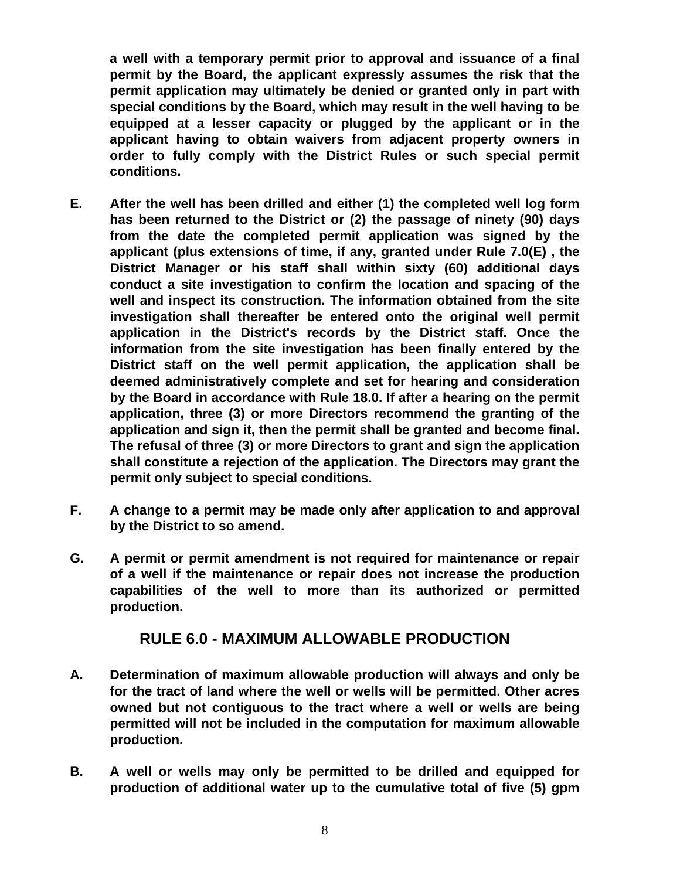**a well with a temporary permit prior to approval and issuance of a final permit by the Board, the applicant expressly assumes the risk that the permit application may ultimately be denied or granted only in part with special conditions by the Board, which may result in the well having to be equipped at a lesser capacity or plugged by the applicant or in the applicant having to obtain waivers from adjacent property owners in order to fully comply with the District Rules or such special permit conditions.**

**E.** **After the well has been drilled and either (1) the completed well log form has been returned to the District or (2) the passage of ninety (90) days from the date the completed permit application was signed by the applicant (plus extensions of time, if any, granted under Rule 7.0(E) , the District Manager or his staff shall within sixty (60) additional days conduct a site investigation to confirm the location and spacing of the well and inspect its construction. The information obtained from the site investigation shall thereafter be entered onto the original well permit application in the District's records by the District staff. Once the information from the site investigation has been finally entered by the District staff on the well permit application, the application shall be deemed administratively complete and set for hearing and consideration by the Board in accordance with Rule 18.0. If after a hearing on the permit application, three (3) or more Directors recommend the granting of the application and sign it, then the permit shall be granted and become final. The refusal of three (3) or more Directors to grant and sign the application shall constitute a rejection of the application. The Directors may grant the permit only subject to special conditions.**

**F.** **A change to a permit may be made only after application to and approval by the District to so amend.**

**G.** **A permit or permit amendment is not required for maintenance or repair of a well if the maintenance or repair does not increase the production capabilities of the well to more than its authorized or permitted production.**

## RULE 6.0 - MAXIMUM ALLOWABLE PRODUCTION

**A.** **Determination of maximum allowable production will always and only be for the tract of land where the well or wells will be permitted. Other acres owned but not contiguous to the tract where a well or wells are being permitted will not be included in the computation for maximum allowable production.**

**B.** **A well or wells may only be permitted to be drilled and equipped for production of additional water up to the cumulative total of five (5) gpm**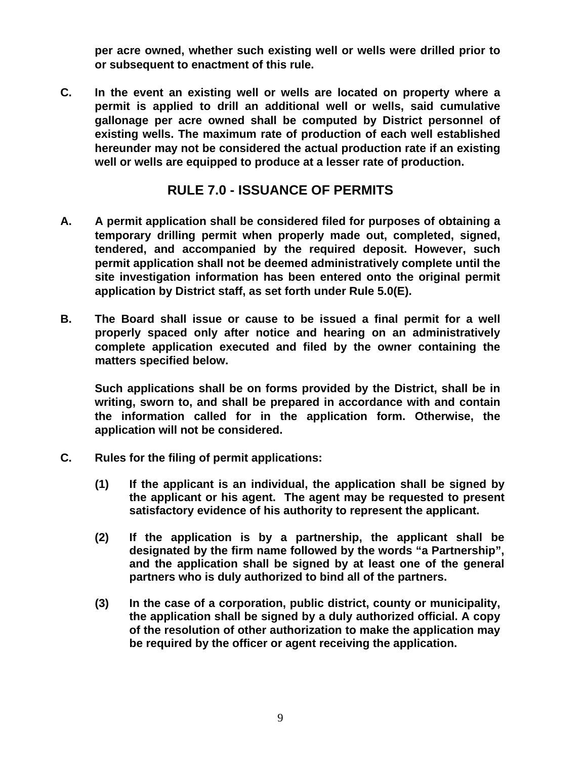**per acre owned, whether such existing well or wells were drilled prior to or subsequent to enactment of this rule.**

**C. In the event an existing well or wells are located on property where a permit is applied to drill an additional well or wells, said cumulative gallonage per acre owned shall be computed by District personnel of existing wells. The maximum rate of production of each well established hereunder may not be considered the actual production rate if an existing well or wells are equipped to produce at a lesser rate of production.**

## RULE 7.0 - ISSUANCE OF PERMITS

**A. A permit application shall be considered filed for purposes of obtaining a temporary drilling permit when properly made out, completed, signed, tendered, and accompanied by the required deposit. However, such permit application shall not be deemed administratively complete until the site investigation information has been entered onto the original permit application by District staff, as set forth under Rule 5.0(E).**

**B. The Board shall issue or cause to be issued a final permit for a well properly spaced only after notice and hearing on an administratively complete application executed and filed by the owner containing the matters specified below.**

**Such applications shall be on forms provided by the District, shall be in writing, sworn to, and shall be prepared in accordance with and contain the information called for in the application form. Otherwise, the application will not be considered.**

**C. Rules for the filing of permit applications:**

**(1) If the applicant is an individual, the application shall be signed by the applicant or his agent. The agent may be requested to present satisfactory evidence of his authority to represent the applicant.**

**(2) If the application is by a partnership, the applicant shall be designated by the firm name followed by the words "a Partnership", and the application shall be signed by at least one of the general partners who is duly authorized to bind all of the partners.**

**(3) In the case of a corporation, public district, county or municipality, the application shall be signed by a duly authorized official. A copy of the resolution of other authorization to make the application may be required by the officer or agent receiving the application.**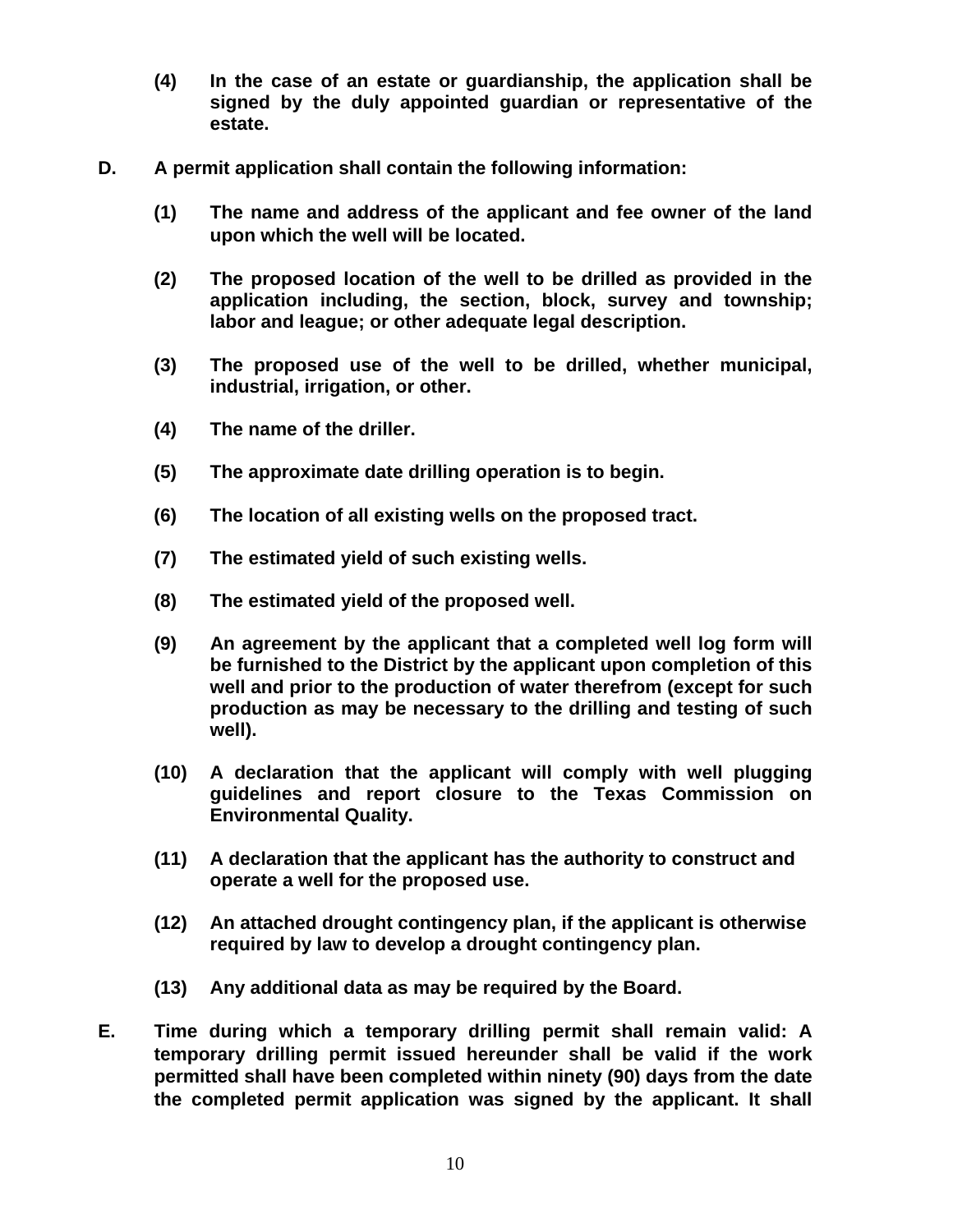**(4)** **In the case of an estate or guardianship, the application shall be signed by the duly appointed guardian or representative of the estate.**

**D.** **A permit application shall contain the following information:**

**(1)** **The name and address of the applicant and fee owner of the land upon which the well will be located.**

**(2)** **The proposed location of the well to be drilled as provided in the application including, the section, block, survey and township; labor and league; or other adequate legal description.**

**(3)** **The proposed use of the well to be drilled, whether municipal, industrial, irrigation, or other.**

**(4)** **The name of the driller.**

**(5)** **The approximate date drilling operation is to begin.**

**(6)** **The location of all existing wells on the proposed tract.**

**(7)** **The estimated yield of such existing wells.**

**(8)** **The estimated yield of the proposed well.**

**(9)** **An agreement by the applicant that a completed well log form will be furnished to the District by the applicant upon completion of this well and prior to the production of water therefrom (except for such production as may be necessary to the drilling and testing of such well).**

**(10)** **A declaration that the applicant will comply with well plugging guidelines and report closure to the Texas Commission on Environmental Quality.**

**(11)** **A declaration that the applicant has the authority to construct and operate a well for the proposed use.**

**(12)** **An attached drought contingency plan, if the applicant is otherwise required by law to develop a drought contingency plan.**

**(13)** **Any additional data as may be required by the Board.**

**E.** **Time during which a temporary drilling permit shall remain valid: A temporary drilling permit issued hereunder shall be valid if the work permitted shall have been completed within ninety (90) days from the date the completed permit application was signed by the applicant. It shall**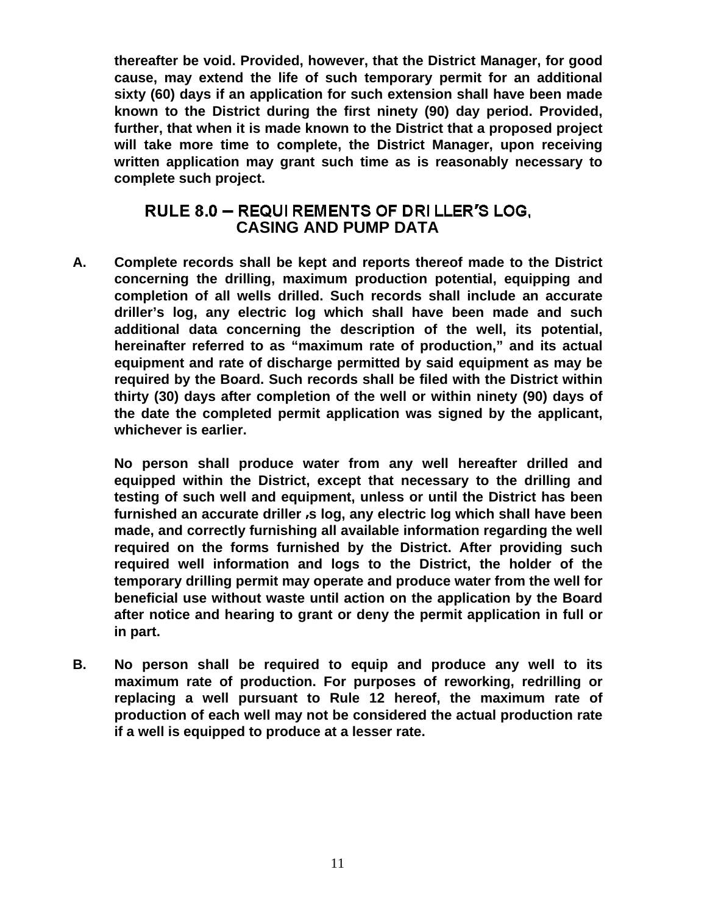**thereafter be void. Provided, however, that the District Manager, for good cause, may extend the life of such temporary permit for an additional sixty (60) days if an application for such extension shall have been made known to the District during the first ninety (90) day period. Provided, further, that when it is made known to the District that a proposed project will take more time to complete, the District Manager, upon receiving written application may grant such time as is reasonably necessary to complete such project.**

## RULE 8.0 – REQUIREMENTS OF DRILLER'S LOG, CASING AND PUMP DATA

**A.** **Complete records shall be kept and reports thereof made to the District concerning the drilling, maximum production potential, equipping and completion of all wells drilled. Such records shall include an accurate driller's log, any electric log which shall have been made and such additional data concerning the description of the well, its potential, hereinafter referred to as "maximum rate of production," and its actual equipment and rate of discharge permitted by said equipment as may be required by the Board. Such records shall be filed with the District within thirty (30) days after completion of the well or within ninety (90) days of the date the completed permit application was signed by the applicant, whichever is earlier.**

**No person shall produce water from any well hereafter drilled and equipped within the District, except that necessary to the drilling and testing of such well and equipment, unless or until the District has been furnished an accurate driller's log, any electric log which shall have been made, and correctly furnishing all available information regarding the well required on the forms furnished by the District. After providing such required well information and logs to the District, the holder of the temporary drilling permit may operate and produce water from the well for beneficial use without waste until action on the application by the Board after notice and hearing to grant or deny the permit application in full or in part.**

**B.** **No person shall be required to equip and produce any well to its maximum rate of production. For purposes of reworking, redrilling or replacing a well pursuant to Rule 12 hereof, the maximum rate of production of each well may not be considered the actual production rate if a well is equipped to produce at a lesser rate.**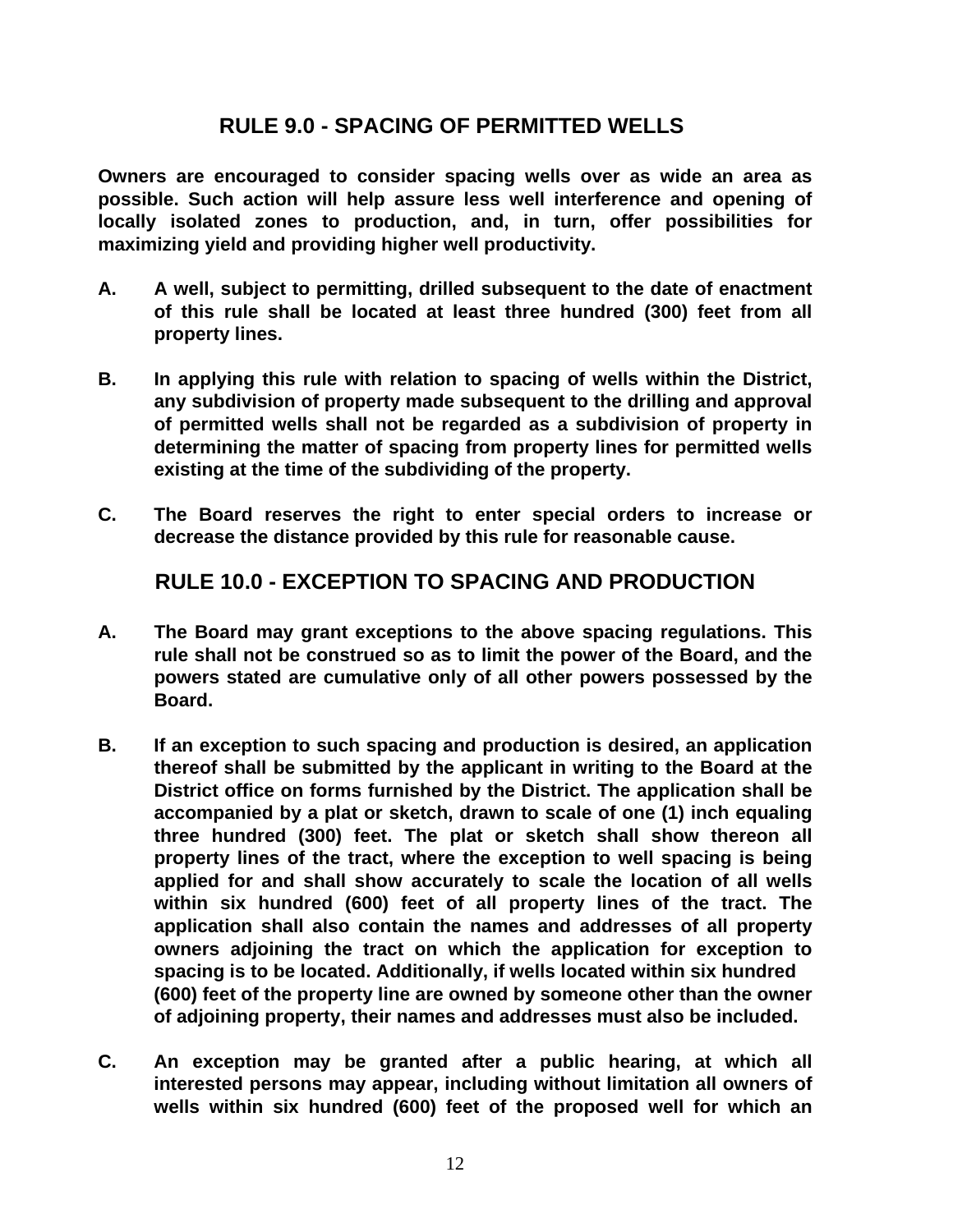## RULE 9.0 - SPACING OF PERMITTED WELLS

**Owners are encouraged to consider spacing wells over as wide an area as possible. Such action will help assure less well interference and opening of locally isolated zones to production, and, in turn, offer possibilities for maximizing yield and providing higher well productivity.**

**A.** **A well, subject to permitting, drilled subsequent to the date of enactment of this rule shall be located at least three hundred (300) feet from all property lines.**

**B.** **In applying this rule with relation to spacing of wells within the District, any subdivision of property made subsequent to the drilling and approval of permitted wells shall not be regarded as a subdivision of property in determining the matter of spacing from property lines for permitted wells existing at the time of the subdividing of the property.**

**C.** **The Board reserves the right to enter special orders to increase or decrease the distance provided by this rule for reasonable cause.**

## RULE 10.0 - EXCEPTION TO SPACING AND PRODUCTION

**A.** **The Board may grant exceptions to the above spacing regulations. This rule shall not be construed so as to limit the power of the Board, and the powers stated are cumulative only of all other powers possessed by the Board.**

**B.** **If an exception to such spacing and production is desired, an application thereof shall be submitted by the applicant in writing to the Board at the District office on forms furnished by the District. The application shall be accompanied by a plat or sketch, drawn to scale of one (1) inch equaling three hundred (300) feet. The plat or sketch shall show thereon all property lines of the tract, where the exception to well spacing is being applied for and shall show accurately to scale the location of all wells within six hundred (600) feet of all property lines of the tract. The application shall also contain the names and addresses of all property owners adjoining the tract on which the application for exception to spacing is to be located. Additionally, if wells located within six hundred (600) feet of the property line are owned by someone other than the owner of adjoining property, their names and addresses must also be included.**

**C.** **An exception may be granted after a public hearing, at which all interested persons may appear, including without limitation all owners of wells within six hundred (600) feet of the proposed well for which an**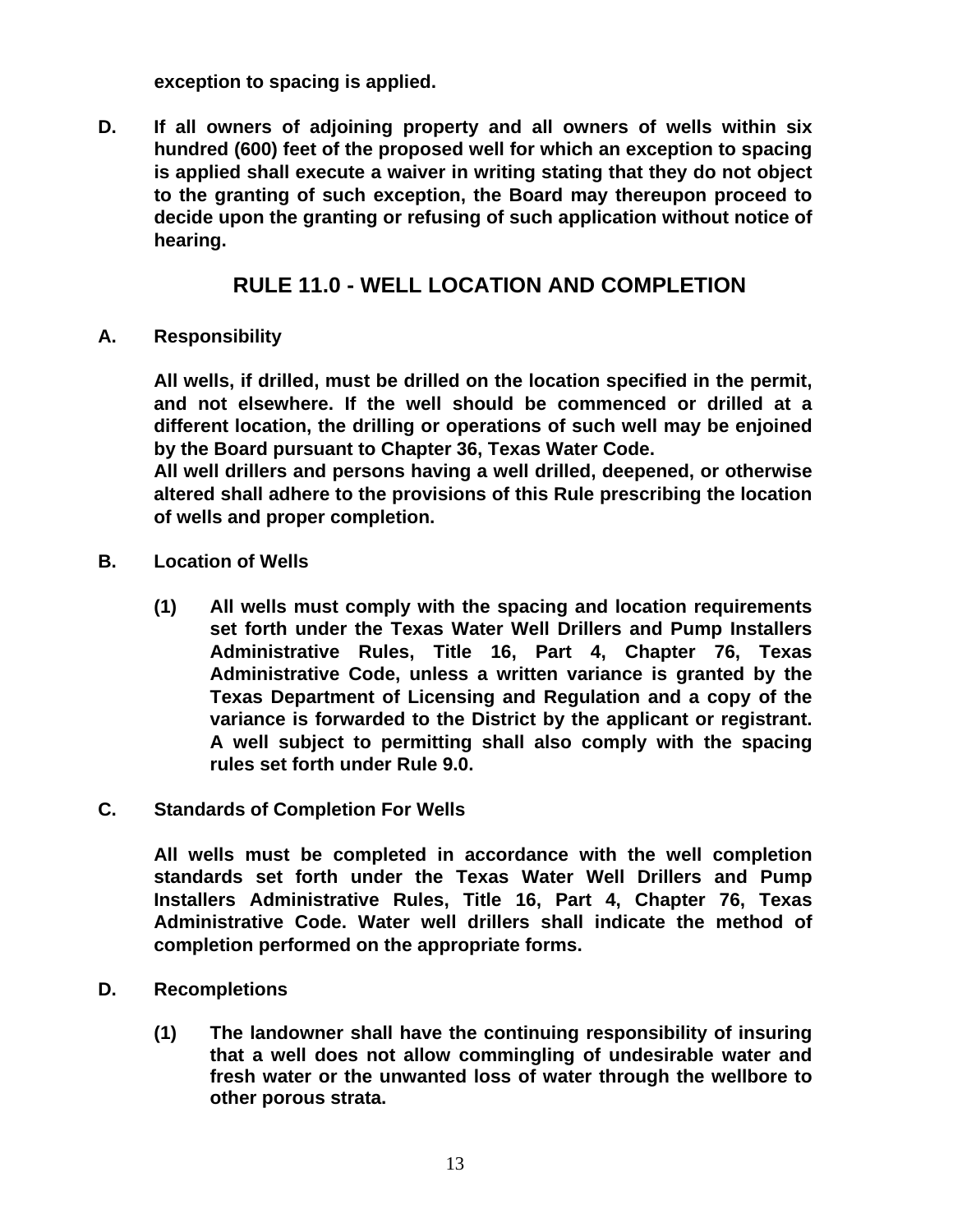**exception to spacing is applied.**

**D.** **If all owners of adjoining property and all owners of wells within six hundred (600) feet of the proposed well for which an exception to spacing is applied shall execute a waiver in writing stating that they do not object to the granting of such exception, the Board may thereupon proceed to decide upon the granting or refusing of such application without notice of hearing.**

## RULE 11.0 - WELL LOCATION AND COMPLETION

**A.** **Responsibility**

**All wells, if drilled, must be drilled on the location specified in the permit, and not elsewhere. If the well should be commenced or drilled at a different location, the drilling or operations of such well may be enjoined by the Board pursuant to Chapter 36, Texas Water Code.**

**All well drillers and persons having a well drilled, deepened, or otherwise altered shall adhere to the provisions of this Rule prescribing the location of wells and proper completion.**

**B.** **Location of Wells**

**(1)** **All wells must comply with the spacing and location requirements set forth under the Texas Water Well Drillers and Pump Installers Administrative Rules, Title 16, Part 4, Chapter 76, Texas Administrative Code, unless a written variance is granted by the Texas Department of Licensing and Regulation and a copy of the variance is forwarded to the District by the applicant or registrant. A well subject to permitting shall also comply with the spacing rules set forth under Rule 9.0.**

**C.** **Standards of Completion For Wells**

**All wells must be completed in accordance with the well completion standards set forth under the Texas Water Well Drillers and Pump Installers Administrative Rules, Title 16, Part 4, Chapter 76, Texas Administrative Code. Water well drillers shall indicate the method of completion performed on the appropriate forms.**

**D.** **Recompletions**

**(1)** **The landowner shall have the continuing responsibility of insuring that a well does not allow commingling of undesirable water and fresh water or the unwanted loss of water through the wellbore to other porous strata.**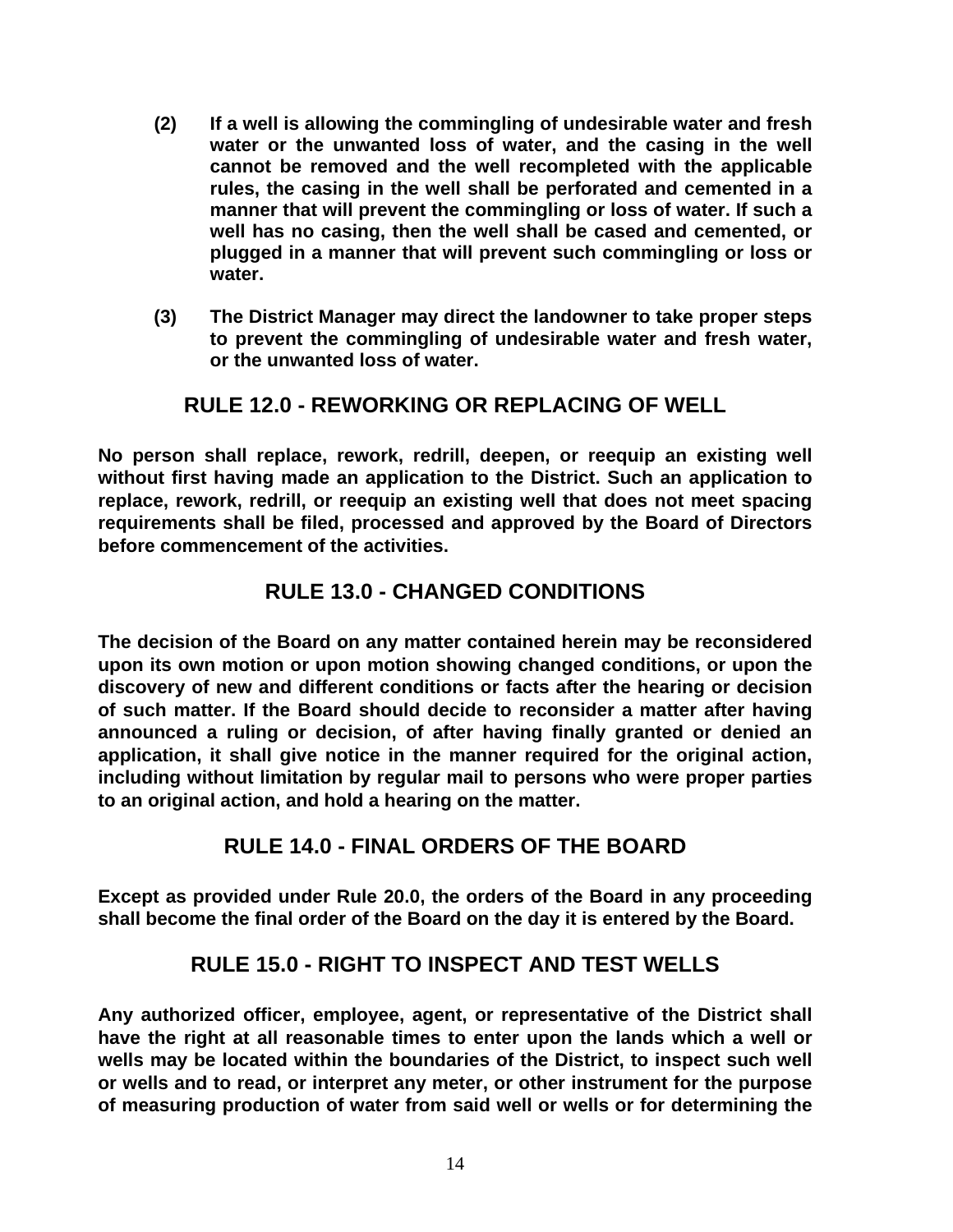**(2)** **If a well is allowing the commingling of undesirable water and fresh water or the unwanted loss of water, and the casing in the well cannot be removed and the well recompleted with the applicable rules, the casing in the well shall be perforated and cemented in a manner that will prevent the commingling or loss of water. If such a well has no casing, then the well shall be cased and cemented, or plugged in a manner that will prevent such commingling or loss or water.**

**(3)** **The District Manager may direct the landowner to take proper steps to prevent the commingling of undesirable water and fresh water, or the unwanted loss of water.**

## RULE 12.0 - REWORKING OR REPLACING OF WELL

**No person shall replace, rework, redrill, deepen, or reequip an existing well without first having made an application to the District. Such an application to replace, rework, redrill, or reequip an existing well that does not meet spacing requirements shall be filed, processed and approved by the Board of Directors before commencement of the activities.**

## RULE 13.0 - CHANGED CONDITIONS

**The decision of the Board on any matter contained herein may be reconsidered upon its own motion or upon motion showing changed conditions, or upon the discovery of new and different conditions or facts after the hearing or decision of such matter. If the Board should decide to reconsider a matter after having announced a ruling or decision, of after having finally granted or denied an application, it shall give notice in the manner required for the original action, including without limitation by regular mail to persons who were proper parties to an original action, and hold a hearing on the matter.**

## RULE 14.0 - FINAL ORDERS OF THE BOARD

**Except as provided under Rule 20.0, the orders of the Board in any proceeding shall become the final order of the Board on the day it is entered by the Board.**

## RULE 15.0 - RIGHT TO INSPECT AND TEST WELLS

**Any authorized officer, employee, agent, or representative of the District shall have the right at all reasonable times to enter upon the lands which a well or wells may be located within the boundaries of the District, to inspect such well or wells and to read, or interpret any meter, or other instrument for the purpose of measuring production of water from said well or wells or for determining the**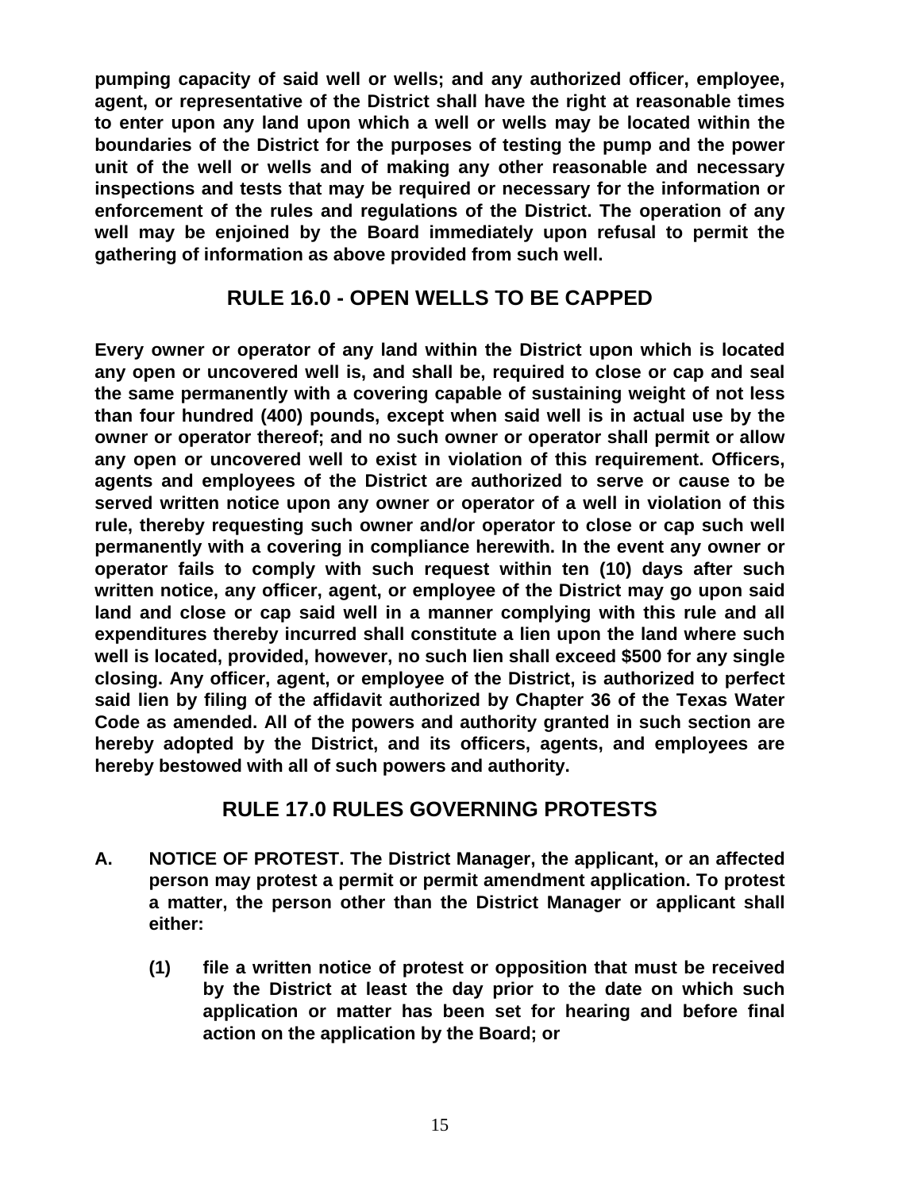**pumping capacity of said well or wells; and any authorized officer, employee, agent, or representative of the District shall have the right at reasonable times to enter upon any land upon which a well or wells may be located within the boundaries of the District for the purposes of testing the pump and the power unit of the well or wells and of making any other reasonable and necessary inspections and tests that may be required or necessary for the information or enforcement of the rules and regulations of the District. The operation of any well may be enjoined by the Board immediately upon refusal to permit the gathering of information as above provided from such well.**

## RULE 16.0 - OPEN WELLS TO BE CAPPED

**Every owner or operator of any land within the District upon which is located any open or uncovered well is, and shall be, required to close or cap and seal the same permanently with a covering capable of sustaining weight of not less than four hundred (400) pounds, except when said well is in actual use by the owner or operator thereof; and no such owner or operator shall permit or allow any open or uncovered well to exist in violation of this requirement. Officers, agents and employees of the District are authorized to serve or cause to be served written notice upon any owner or operator of a well in violation of this rule, thereby requesting such owner and/or operator to close or cap such well permanently with a covering in compliance herewith. In the event any owner or operator fails to comply with such request within ten (10) days after such written notice, any officer, agent, or employee of the District may go upon said land and close or cap said well in a manner complying with this rule and all expenditures thereby incurred shall constitute a lien upon the land where such well is located, provided, however, no such lien shall exceed $500 for any single closing. Any officer, agent, or employee of the District, is authorized to perfect said lien by filing of the affidavit authorized by Chapter 36 of the Texas Water Code as amended. All of the powers and authority granted in such section are hereby adopted by the District, and its officers, agents, and employees are hereby bestowed with all of such powers and authority.**

## RULE 17.0 RULES GOVERNING PROTESTS

**A. NOTICE OF PROTEST. The District Manager, the applicant, or an affected person may protest a permit or permit amendment application. To protest a matter, the person other than the District Manager or applicant shall either:**

**(1) file a written notice of protest or opposition that must be received by the District at least the day prior to the date on which such application or matter has been set for hearing and before final action on the application by the Board; or**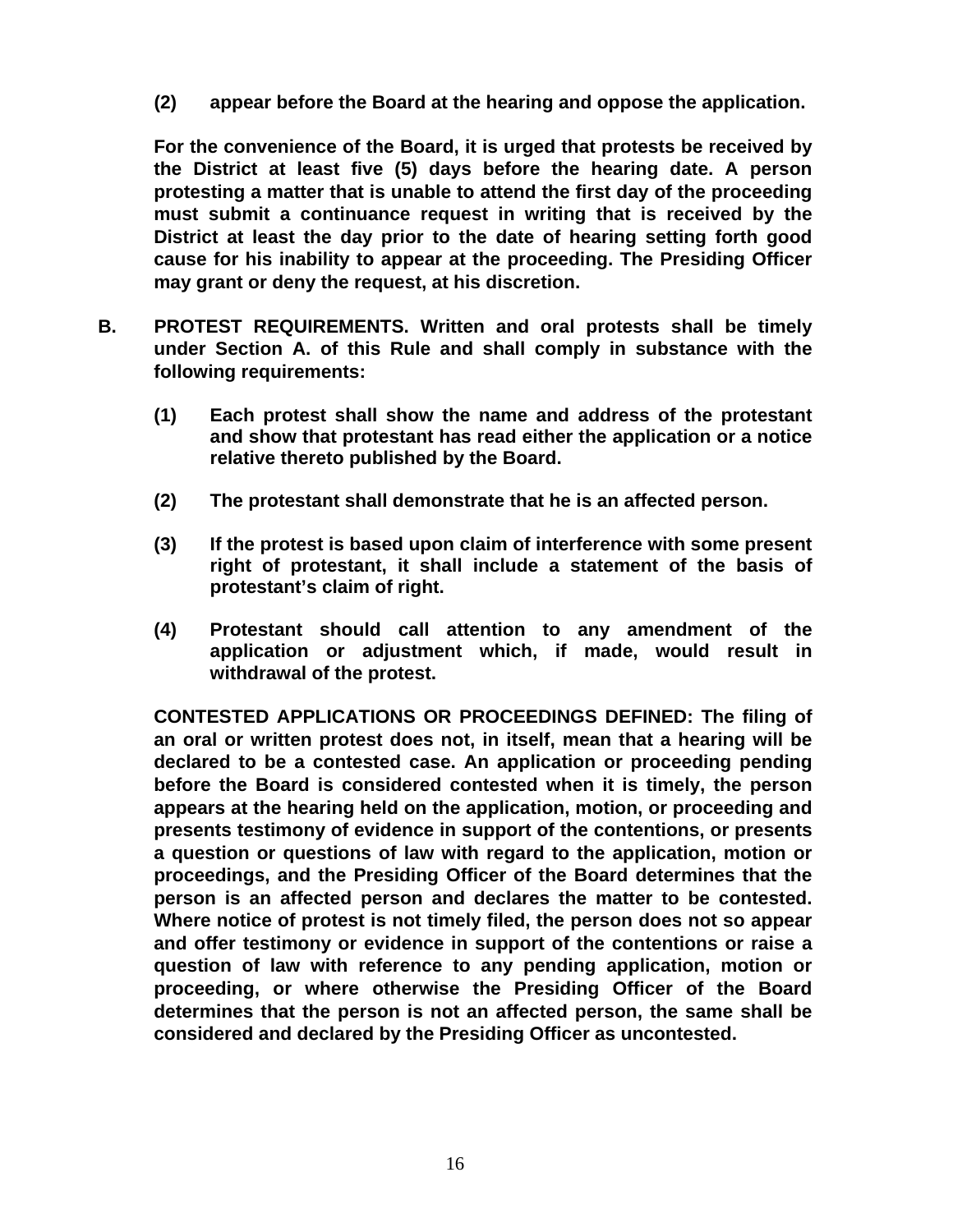**(2) appear before the Board at the hearing and oppose the application.**

**For the convenience of the Board, it is urged that protests be received by the District at least five (5) days before the hearing date. A person protesting a matter that is unable to attend the first day of the proceeding must submit a continuance request in writing that is received by the District at least the day prior to the date of hearing setting forth good cause for his inability to appear at the proceeding. The Presiding Officer may grant or deny the request, at his discretion.**

**B. PROTEST REQUIREMENTS. Written and oral protests shall be timely under Section A. of this Rule and shall comply in substance with the following requirements:**

**(1) Each protest shall show the name and address of the protestant and show that protestant has read either the application or a notice relative thereto published by the Board.**

**(2) The protestant shall demonstrate that he is an affected person.**

**(3) If the protest is based upon claim of interference with some present right of protestant, it shall include a statement of the basis of protestant's claim of right.**

**(4) Protestant should call attention to any amendment of the application or adjustment which, if made, would result in withdrawal of the protest.**

**CONTESTED APPLICATIONS OR PROCEEDINGS DEFINED: The filing of an oral or written protest does not, in itself, mean that a hearing will be declared to be a contested case. An application or proceeding pending before the Board is considered contested when it is timely, the person appears at the hearing held on the application, motion, or proceeding and presents testimony of evidence in support of the contentions, or presents a question or questions of law with regard to the application, motion or proceedings, and the Presiding Officer of the Board determines that the person is an affected person and declares the matter to be contested. Where notice of protest is not timely filed, the person does not so appear and offer testimony or evidence in support of the contentions or raise a question of law with reference to any pending application, motion or proceeding, or where otherwise the Presiding Officer of the Board determines that the person is not an affected person, the same shall be considered and declared by the Presiding Officer as uncontested.**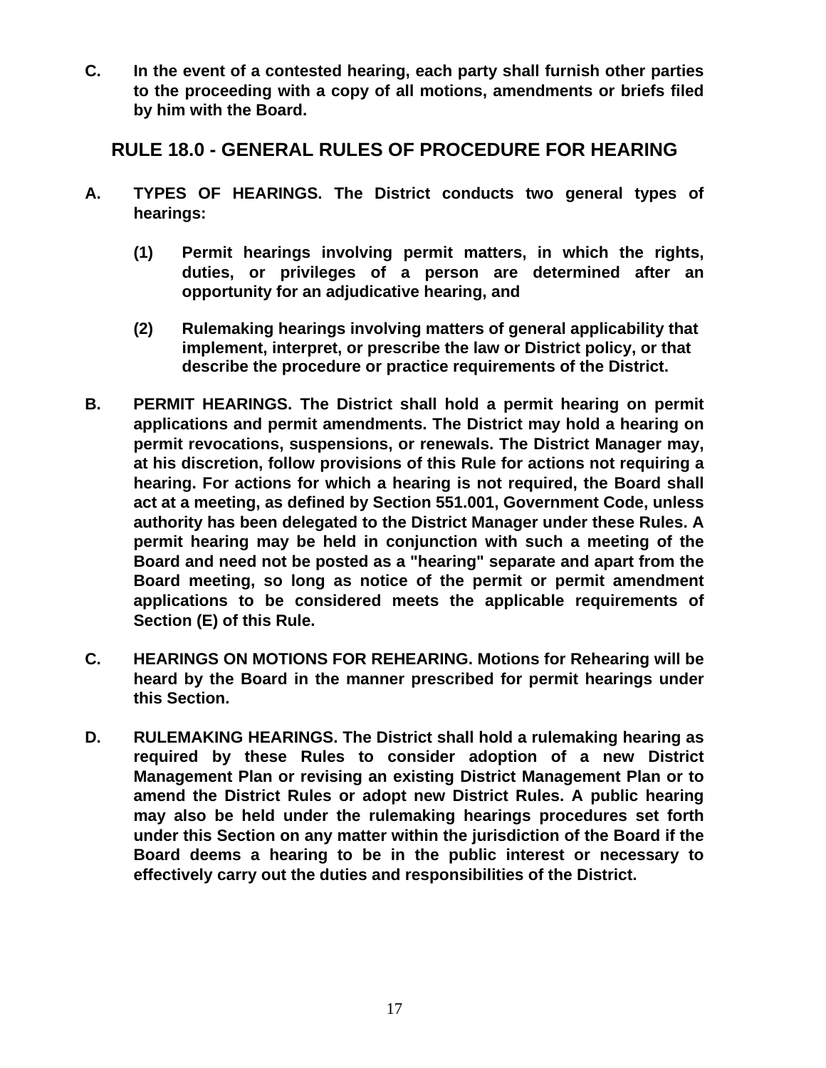**C. In the event of a contested hearing, each party shall furnish other parties to the proceeding with a copy of all motions, amendments or briefs filed by him with the Board.**

## RULE 18.0 - GENERAL RULES OF PROCEDURE FOR HEARING

**A. TYPES OF HEARINGS. The District conducts two general types of hearings:**

**(1) Permit hearings involving permit matters, in which the rights, duties, or privileges of a person are determined after an opportunity for an adjudicative hearing, and**

**(2) Rulemaking hearings involving matters of general applicability that implement, interpret, or prescribe the law or District policy, or that describe the procedure or practice requirements of the District.**

**B. PERMIT HEARINGS. The District shall hold a permit hearing on permit applications and permit amendments. The District may hold a hearing on permit revocations, suspensions, or renewals. The District Manager may, at his discretion, follow provisions of this Rule for actions not requiring a hearing. For actions for which a hearing is not required, the Board shall act at a meeting, as defined by Section 551.001, Government Code, unless authority has been delegated to the District Manager under these Rules. A permit hearing may be held in conjunction with such a meeting of the Board and need not be posted as a "hearing" separate and apart from the Board meeting, so long as notice of the permit or permit amendment applications to be considered meets the applicable requirements of Section (E) of this Rule.**

**C. HEARINGS ON MOTIONS FOR REHEARING. Motions for Rehearing will be heard by the Board in the manner prescribed for permit hearings under this Section.**

**D. RULEMAKING HEARINGS. The District shall hold a rulemaking hearing as required by these Rules to consider adoption of a new District Management Plan or revising an existing District Management Plan or to amend the District Rules or adopt new District Rules. A public hearing may also be held under the rulemaking hearings procedures set forth under this Section on any matter within the jurisdiction of the Board if the Board deems a hearing to be in the public interest or necessary to effectively carry out the duties and responsibilities of the District.**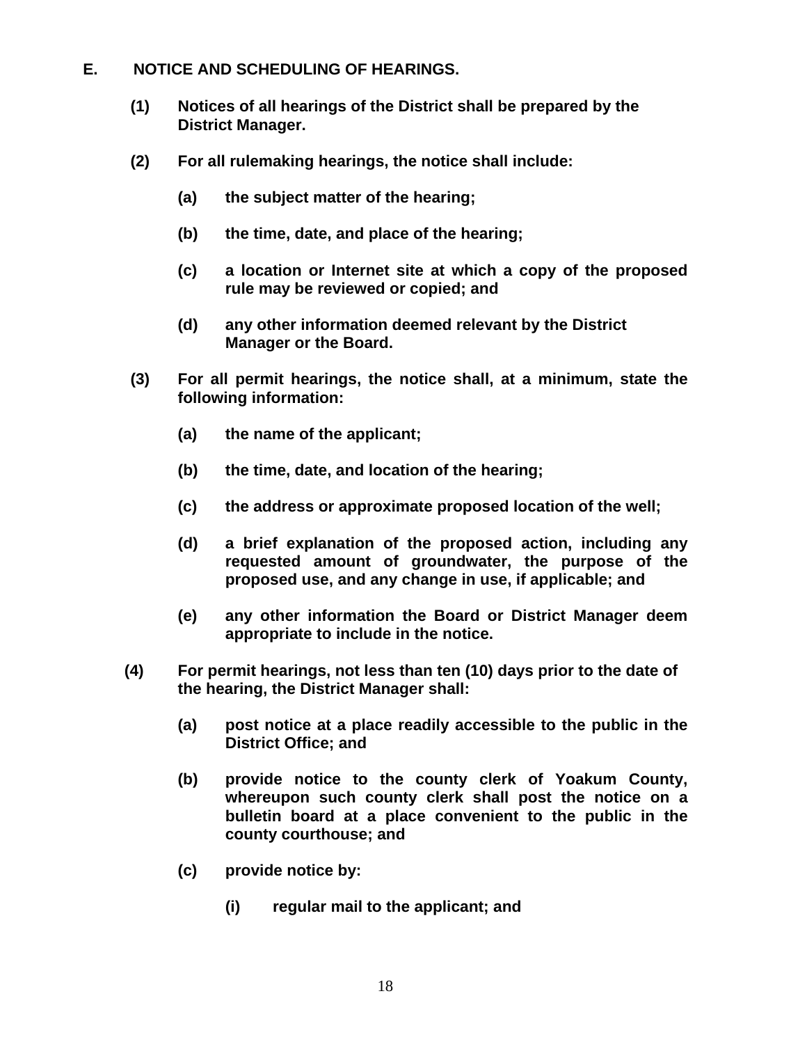## E. NOTICE AND SCHEDULING OF HEARINGS.

**(1)** **Notices of all hearings of the District shall be prepared by the District Manager.**

**(2)** **For all rulemaking hearings, the notice shall include:**

- **(a)** **the subject matter of the hearing;**
- **(b)** **the time, date, and place of the hearing;**
- **(c)** **a location or Internet site at which a copy of the proposed rule may be reviewed or copied; and**
- **(d)** **any other information deemed relevant by the District Manager or the Board.**

**(3)** **For all permit hearings, the notice shall, at a minimum, state the following information:**

- **(a)** **the name of the applicant;**
- **(b)** **the time, date, and location of the hearing;**
- **(c)** **the address or approximate proposed location of the well;**
- **(d)** **a brief explanation of the proposed action, including any requested amount of groundwater, the purpose of the proposed use, and any change in use, if applicable; and**
- **(e)** **any other information the Board or District Manager deem appropriate to include in the notice.**

**(4)** **For permit hearings, not less than ten (10) days prior to the date of the hearing, the District Manager shall:**

- **(a)** **post notice at a place readily accessible to the public in the District Office; and**
- **(b)** **provide notice to the county clerk of Yoakum County, whereupon such county clerk shall post the notice on a bulletin board at a place convenient to the public in the county courthouse; and**
- **(c)** **provide notice by:**
  - **(i)** **regular mail to the applicant; and**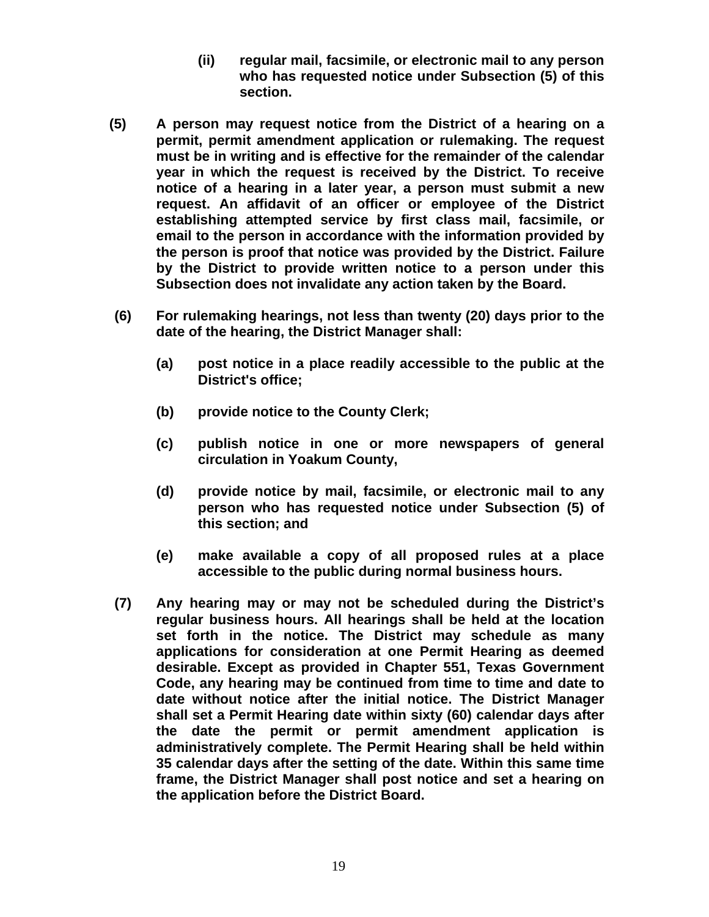**(ii) regular mail, facsimile, or electronic mail to any person who has requested notice under Subsection (5) of this section.**

**(5) A person may request notice from the District of a hearing on a permit, permit amendment application or rulemaking. The request must be in writing and is effective for the remainder of the calendar year in which the request is received by the District. To receive notice of a hearing in a later year, a person must submit a new request. An affidavit of an officer or employee of the District establishing attempted service by first class mail, facsimile, or email to the person in accordance with the information provided by the person is proof that notice was provided by the District. Failure by the District to provide written notice to a person under this Subsection does not invalidate any action taken by the Board.**

**(6) For rulemaking hearings, not less than twenty (20) days prior to the date of the hearing, the District Manager shall:**

**(a) post notice in a place readily accessible to the public at the District's office;**

**(b) provide notice to the County Clerk;**

**(c) publish notice in one or more newspapers of general circulation in Yoakum County,**

**(d) provide notice by mail, facsimile, or electronic mail to any person who has requested notice under Subsection (5) of this section; and**

**(e) make available a copy of all proposed rules at a place accessible to the public during normal business hours.**

**(7) Any hearing may or may not be scheduled during the District's regular business hours. All hearings shall be held at the location set forth in the notice. The District may schedule as many applications for consideration at one Permit Hearing as deemed desirable. Except as provided in Chapter 551, Texas Government Code, any hearing may be continued from time to time and date to date without notice after the initial notice. The District Manager shall set a Permit Hearing date within sixty (60) calendar days after the date the permit or permit amendment application is administratively complete. The Permit Hearing shall be held within 35 calendar days after the setting of the date. Within this same time frame, the District Manager shall post notice and set a hearing on the application before the District Board.**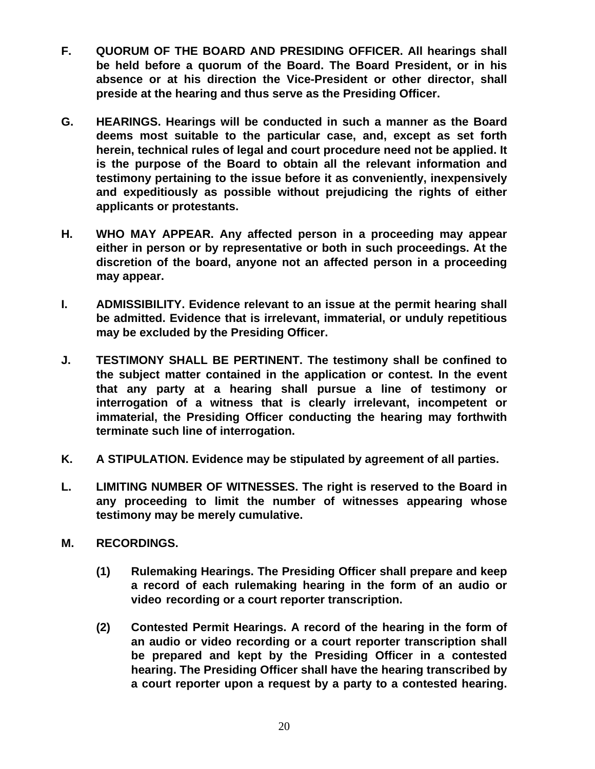**F. QUORUM OF THE BOARD AND PRESIDING OFFICER. All hearings shall be held before a quorum of the Board. The Board President, or in his absence or at his direction the Vice-President or other director, shall preside at the hearing and thus serve as the Presiding Officer.**

**G. HEARINGS. Hearings will be conducted in such a manner as the Board deems most suitable to the particular case, and, except as set forth herein, technical rules of legal and court procedure need not be applied. It is the purpose of the Board to obtain all the relevant information and testimony pertaining to the issue before it as conveniently, inexpensively and expeditiously as possible without prejudicing the rights of either applicants or protestants.**

**H. WHO MAY APPEAR. Any affected person in a proceeding may appear either in person or by representative or both in such proceedings. At the discretion of the board, anyone not an affected person in a proceeding may appear.**

**I. ADMISSIBILITY. Evidence relevant to an issue at the permit hearing shall be admitted. Evidence that is irrelevant, immaterial, or unduly repetitious may be excluded by the Presiding Officer.**

**J. TESTIMONY SHALL BE PERTINENT. The testimony shall be confined to the subject matter contained in the application or contest. In the event that any party at a hearing shall pursue a line of testimony or interrogation of a witness that is clearly irrelevant, incompetent or immaterial, the Presiding Officer conducting the hearing may forthwith terminate such line of interrogation.**

**K. A STIPULATION. Evidence may be stipulated by agreement of all parties.**

**L. LIMITING NUMBER OF WITNESSES. The right is reserved to the Board in any proceeding to limit the number of witnesses appearing whose testimony may be merely cumulative.**

**M. RECORDINGS.**

**(1) Rulemaking Hearings. The Presiding Officer shall prepare and keep a record of each rulemaking hearing in the form of an audio or video recording or a court reporter transcription.**

**(2) Contested Permit Hearings. A record of the hearing in the form of an audio or video recording or a court reporter transcription shall be prepared and kept by the Presiding Officer in a contested hearing. The Presiding Officer shall have the hearing transcribed by a court reporter upon a request by a party to a contested hearing.**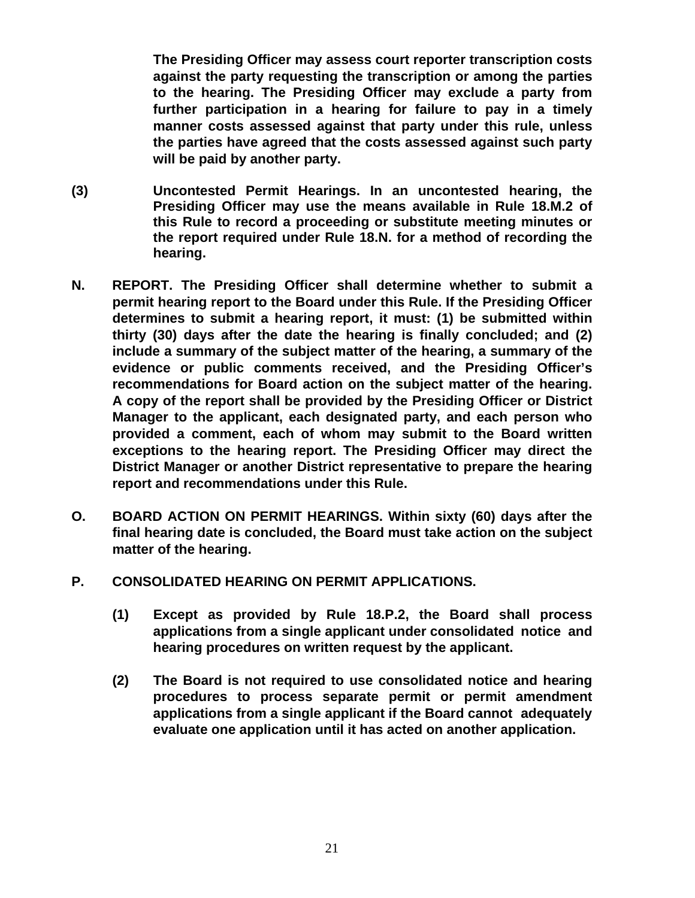**The Presiding Officer may assess court reporter transcription costs against the party requesting the transcription or among the parties to the hearing. The Presiding Officer may exclude a party from further participation in a hearing for failure to pay in a timely manner costs assessed against that party under this rule, unless the parties have agreed that the costs assessed against such party will be paid by another party.**

**(3) Uncontested Permit Hearings. In an uncontested hearing, the Presiding Officer may use the means available in Rule 18.M.2 of this Rule to record a proceeding or substitute meeting minutes or the report required under Rule 18.N. for a method of recording the hearing.**

**N. REPORT. The Presiding Officer shall determine whether to submit a permit hearing report to the Board under this Rule. If the Presiding Officer determines to submit a hearing report, it must: (1) be submitted within thirty (30) days after the date the hearing is finally concluded; and (2) include a summary of the subject matter of the hearing, a summary of the evidence or public comments received, and the Presiding Officer's recommendations for Board action on the subject matter of the hearing. A copy of the report shall be provided by the Presiding Officer or District Manager to the applicant, each designated party, and each person who provided a comment, each of whom may submit to the Board written exceptions to the hearing report. The Presiding Officer may direct the District Manager or another District representative to prepare the hearing report and recommendations under this Rule.**

**O. BOARD ACTION ON PERMIT HEARINGS. Within sixty (60) days after the final hearing date is concluded, the Board must take action on the subject matter of the hearing.**

**P. CONSOLIDATED HEARING ON PERMIT APPLICATIONS.**

**(1) Except as provided by Rule 18.P.2, the Board shall process applications from a single applicant under consolidated notice and hearing procedures on written request by the applicant.**

**(2) The Board is not required to use consolidated notice and hearing procedures to process separate permit or permit amendment applications from a single applicant if the Board cannot adequately evaluate one application until it has acted on another application.**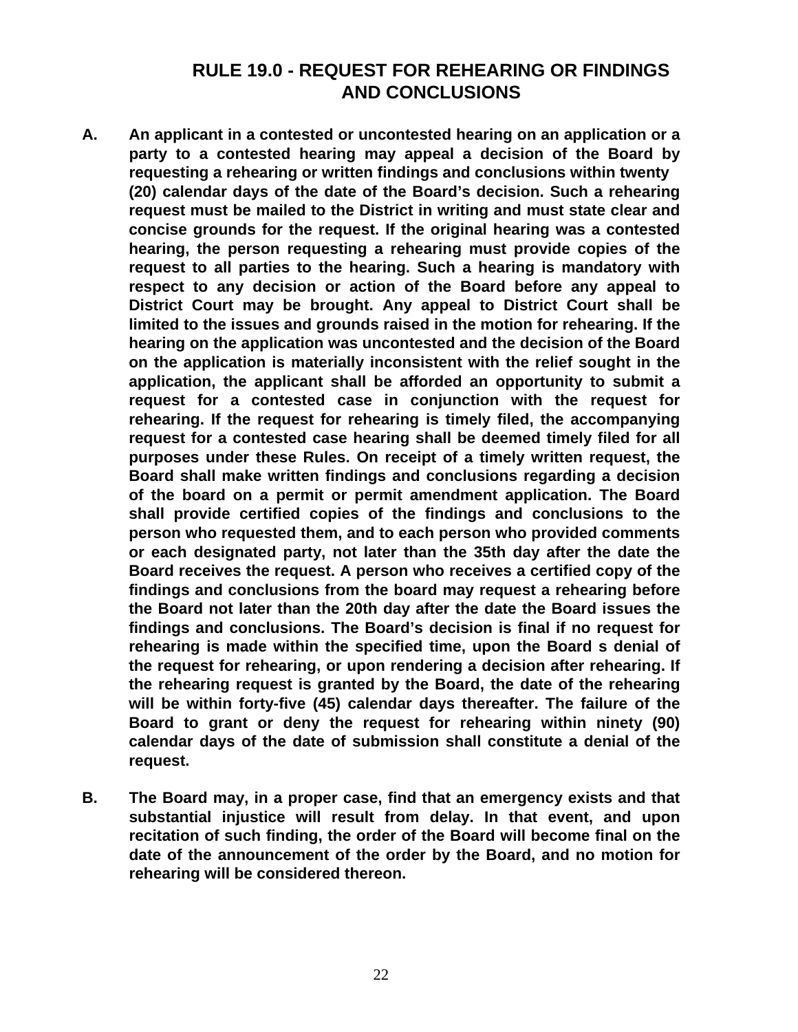# RULE 19.0 - REQUEST FOR REHEARING OR FINDINGS AND CONCLUSIONS

**A.** **An applicant in a contested or uncontested hearing on an application or a party to a contested hearing may appeal a decision of the Board by requesting a rehearing or written findings and conclusions within twenty (20) calendar days of the date of the Board's decision. Such a rehearing request must be mailed to the District in writing and must state clear and concise grounds for the request. If the original hearing was a contested hearing, the person requesting a rehearing must provide copies of the request to all parties to the hearing. Such a hearing is mandatory with respect to any decision or action of the Board before any appeal to District Court may be brought. Any appeal to District Court shall be limited to the issues and grounds raised in the motion for rehearing. If the hearing on the application was uncontested and the decision of the Board on the application is materially inconsistent with the relief sought in the application, the applicant shall be afforded an opportunity to submit a request for a contested case in conjunction with the request for rehearing. If the request for rehearing is timely filed, the accompanying request for a contested case hearing shall be deemed timely filed for all purposes under these Rules. On receipt of a timely written request, the Board shall make written findings and conclusions regarding a decision of the board on a permit or permit amendment application. The Board shall provide certified copies of the findings and conclusions to the person who requested them, and to each person who provided comments or each designated party, not later than the 35th day after the date the Board receives the request. A person who receives a certified copy of the findings and conclusions from the board may request a rehearing before the Board not later than the 20th day after the date the Board issues the findings and conclusions. The Board's decision is final if no request for rehearing is made within the specified time, upon the Board s denial of the request for rehearing, or upon rendering a decision after rehearing. If the rehearing request is granted by the Board, the date of the rehearing will be within forty-five (45) calendar days thereafter. The failure of the Board to grant or deny the request for rehearing within ninety (90) calendar days of the date of submission shall constitute a denial of the request.**

**B.** **The Board may, in a proper case, find that an emergency exists and that substantial injustice will result from delay. In that event, and upon recitation of such finding, the order of the Board will become final on the date of the announcement of the order by the Board, and no motion for rehearing will be considered thereon.**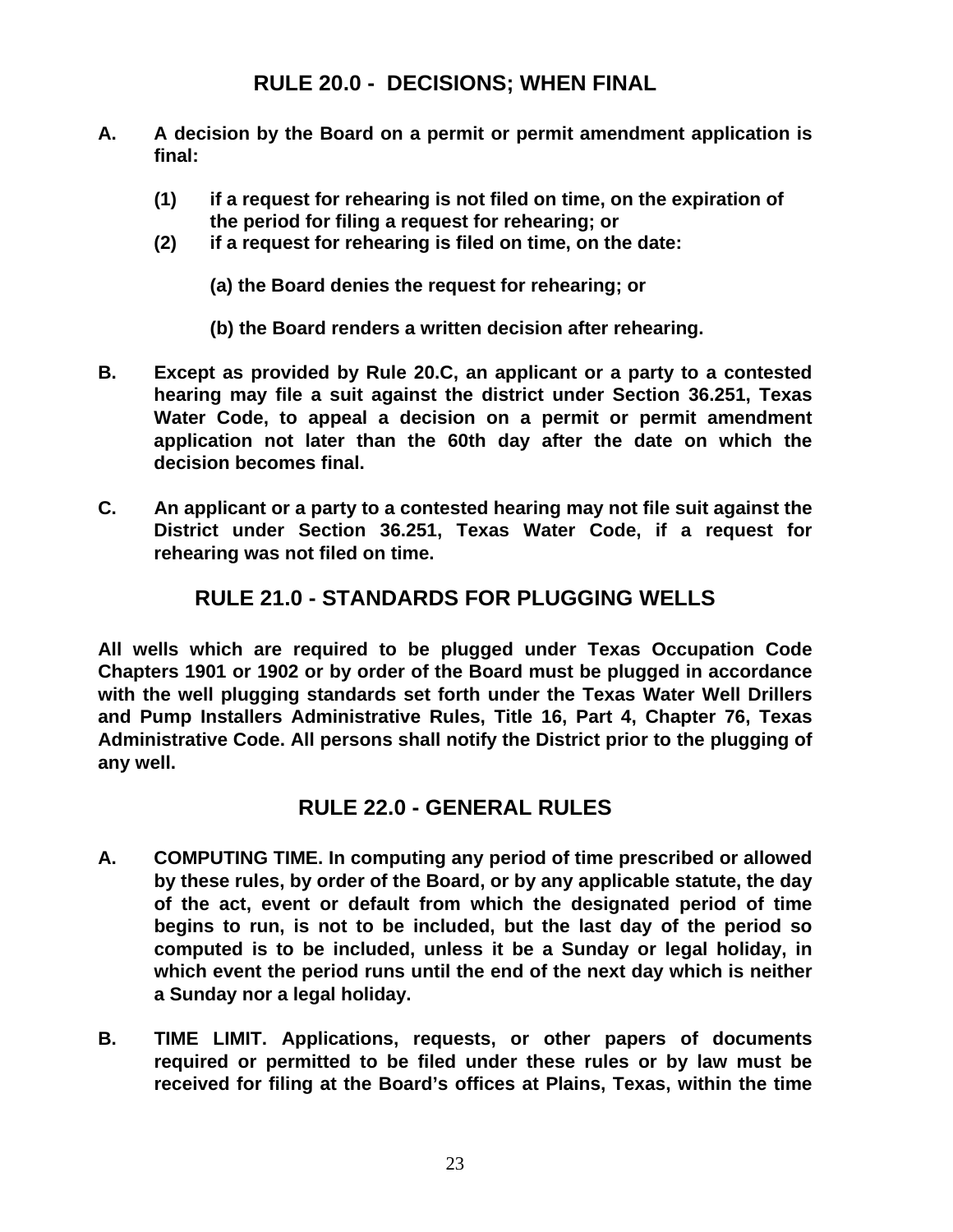## RULE 20.0 - DECISIONS; WHEN FINAL

**A. A decision by the Board on a permit or permit amendment application is final:**

**(1) if a request for rehearing is not filed on time, on the expiration of the period for filing a request for rehearing; or**

**(2) if a request for rehearing is filed on time, on the date:**

**(a) the Board denies the request for rehearing; or**

**(b) the Board renders a written decision after rehearing.**

**B. Except as provided by Rule 20.C, an applicant or a party to a contested hearing may file a suit against the district under Section 36.251, Texas Water Code, to appeal a decision on a permit or permit amendment application not later than the 60th day after the date on which the decision becomes final.**

**C. An applicant or a party to a contested hearing may not file suit against the District under Section 36.251, Texas Water Code, if a request for rehearing was not filed on time.**

## RULE 21.0 - STANDARDS FOR PLUGGING WELLS

**All wells which are required to be plugged under Texas Occupation Code Chapters 1901 or 1902 or by order of the Board must be plugged in accordance with the well plugging standards set forth under the Texas Water Well Drillers and Pump Installers Administrative Rules, Title 16, Part 4, Chapter 76, Texas Administrative Code. All persons shall notify the District prior to the plugging of any well.**

## RULE 22.0 - GENERAL RULES

**A. COMPUTING TIME. In computing any period of time prescribed or allowed by these rules, by order of the Board, or by any applicable statute, the day of the act, event or default from which the designated period of time begins to run, is not to be included, but the last day of the period so computed is to be included, unless it be a Sunday or legal holiday, in which event the period runs until the end of the next day which is neither a Sunday nor a legal holiday.**

**B. TIME LIMIT. Applications, requests, or other papers of documents required or permitted to be filed under these rules or by law must be received for filing at the Board's offices at Plains, Texas, within the time**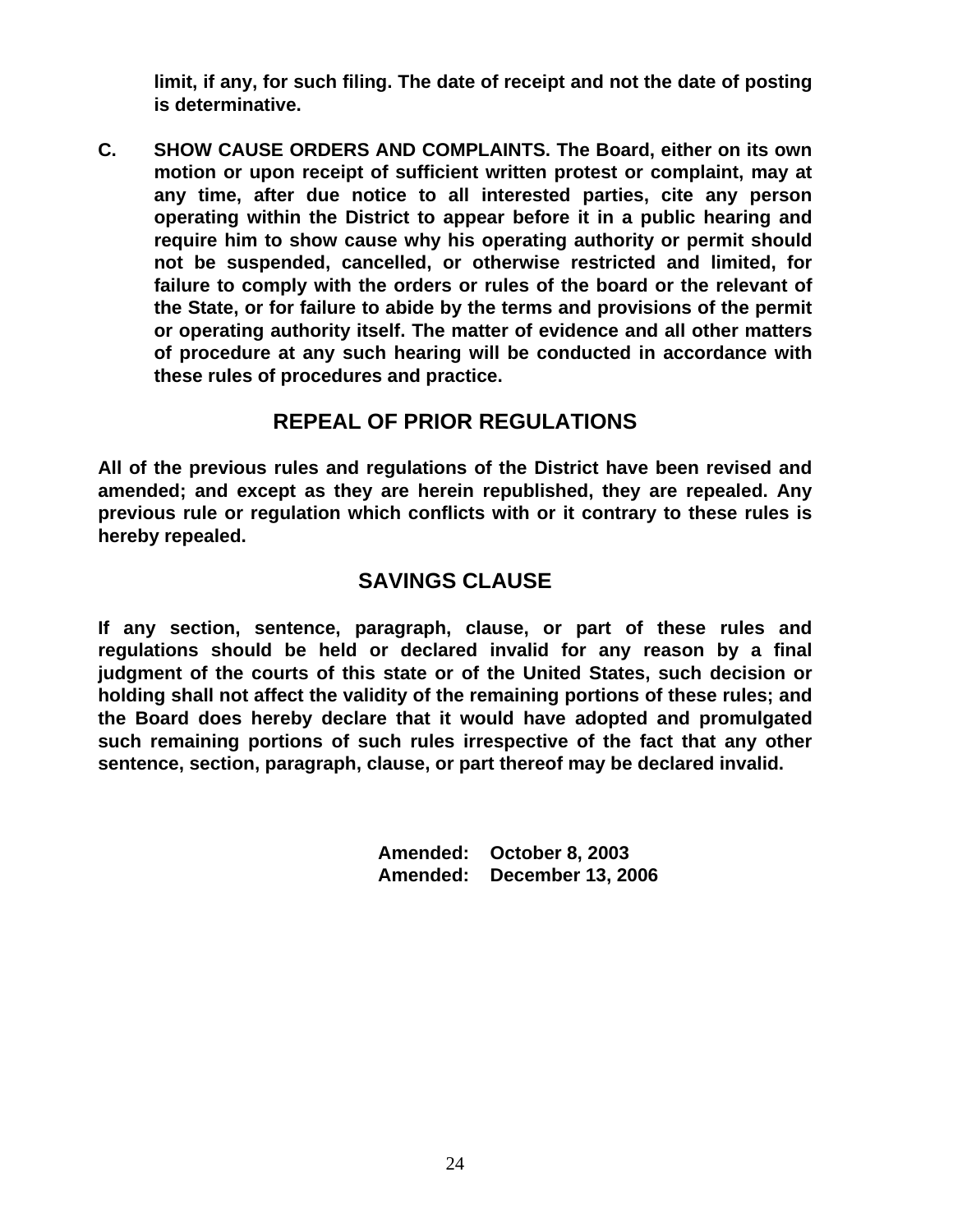**limit, if any, for such filing. The date of receipt and not the date of posting is determinative.**

**C. SHOW CAUSE ORDERS AND COMPLAINTS. The Board, either on its own motion or upon receipt of sufficient written protest or complaint, may at any time, after due notice to all interested parties, cite any person operating within the District to appear before it in a public hearing and require him to show cause why his operating authority or permit should not be suspended, cancelled, or otherwise restricted and limited, for failure to comply with the orders or rules of the board or the relevant of the State, or for failure to abide by the terms and provisions of the permit or operating authority itself. The matter of evidence and all other matters of procedure at any such hearing will be conducted in accordance with these rules of procedures and practice.**

## REPEAL OF PRIOR REGULATIONS

**All of the previous rules and regulations of the District have been revised and amended; and except as they are herein republished, they are repealed. Any previous rule or regulation which conflicts with or it contrary to these rules is hereby repealed.**

## SAVINGS CLAUSE

**If any section, sentence, paragraph, clause, or part of these rules and regulations should be held or declared invalid for any reason by a final judgment of the courts of this state or of the United States, such decision or holding shall not affect the validity of the remaining portions of these rules; and the Board does hereby declare that it would have adopted and promulgated such remaining portions of such rules irrespective of the fact that any other sentence, section, paragraph, clause, or part thereof may be declared invalid.**

**Amended: October 8, 2003**
**Amended: December 13, 2006**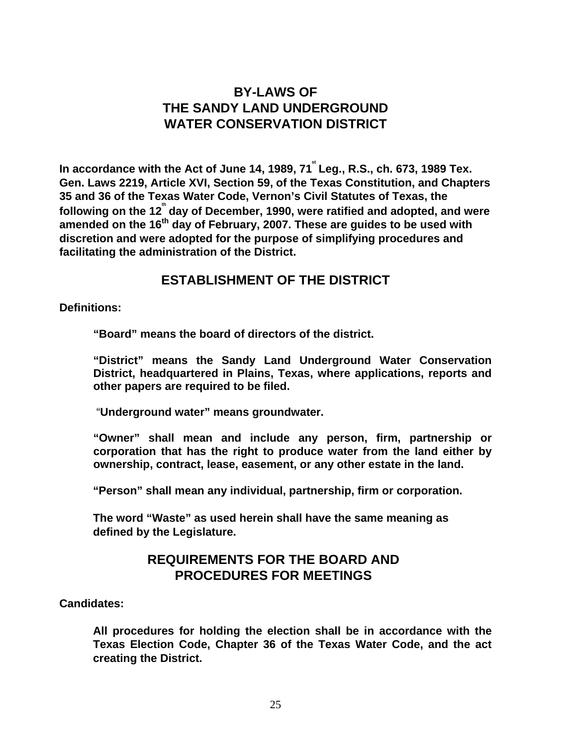# BY-LAWS OF THE SANDY LAND UNDERGROUND WATER CONSERVATION DISTRICT

**In accordance with the Act of June 14, 1989, 71st Leg., R.S., ch. 673, 1989 Tex. Gen. Laws 2219, Article XVI, Section 59, of the Texas Constitution, and Chapters 35 and 36 of the Texas Water Code, Vernon's Civil Statutes of Texas, the following on the 12th day of December, 1990, were ratified and adopted, and were amended on the 16th day of February, 2007. These are guides to be used with discretion and were adopted for the purpose of simplifying procedures and facilitating the administration of the District.**

## ESTABLISHMENT OF THE DISTRICT

**Definitions:**

**"Board" means the board of directors of the district.**

**"District" means the Sandy Land Underground Water Conservation District, headquartered in Plains, Texas, where applications, reports and other papers are required to be filed.**

**"Underground water" means groundwater.**

**"Owner" shall mean and include any person, firm, partnership or corporation that has the right to produce water from the land either by ownership, contract, lease, easement, or any other estate in the land.**

**"Person" shall mean any individual, partnership, firm or corporation.**

**The word "Waste" as used herein shall have the same meaning as defined by the Legislature.**

## REQUIREMENTS FOR THE BOARD AND PROCEDURES FOR MEETINGS

**Candidates:**

**All procedures for holding the election shall be in accordance with the Texas Election Code, Chapter 36 of the Texas Water Code, and the act creating the District.**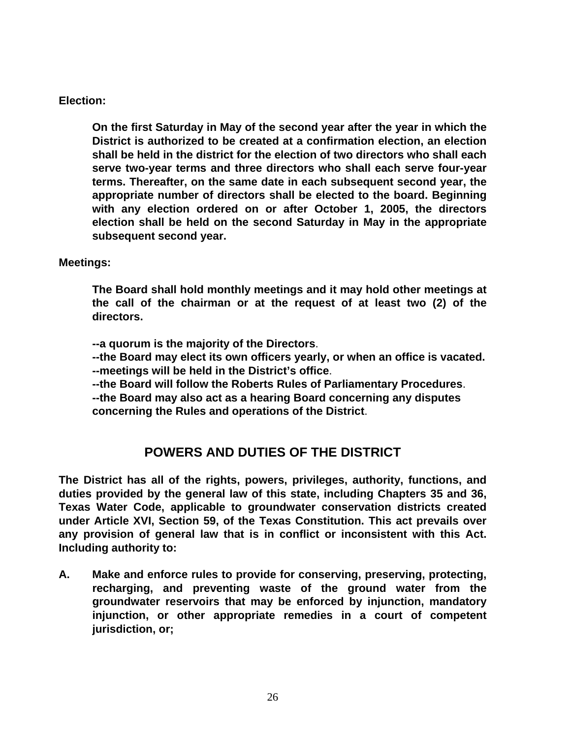**Election:**

> **On the first Saturday in May of the second year after the year in which the District is authorized to be created at a confirmation election, an election shall be held in the district for the election of two directors who shall each serve two-year terms and three directors who shall each serve four-year terms. Thereafter, on the same date in each subsequent second year, the appropriate number of directors shall be elected to the board. Beginning with any election ordered on or after October 1, 2005, the directors election shall be held on the second Saturday in May in the appropriate subsequent second year.**

**Meetings:**

> **The Board shall hold monthly meetings and it may hold other meetings at the call of the chairman or at the request of at least two (2) of the directors.**
>
> **--a quorum is the majority of the Directors**.
> **--the Board may elect its own officers yearly, or when an office is vacated.**
> **--meetings will be held in the District's office**.
> **--the Board will follow the Roberts Rules of Parliamentary Procedures**.
> **--the Board may also act as a hearing Board concerning any disputes concerning the Rules and operations of the District**.

## POWERS AND DUTIES OF THE DISTRICT

**The District has all of the rights, powers, privileges, authority, functions, and duties provided by the general law of this state, including Chapters 35 and 36, Texas Water Code, applicable to groundwater conservation districts created under Article XVI, Section 59, of the Texas Constitution. This act prevails over any provision of general law that is in conflict or inconsistent with this Act. Including authority to:**

**A.** **Make and enforce rules to provide for conserving, preserving, protecting, recharging, and preventing waste of the ground water from the groundwater reservoirs that may be enforced by injunction, mandatory injunction, or other appropriate remedies in a court of competent jurisdiction, or;**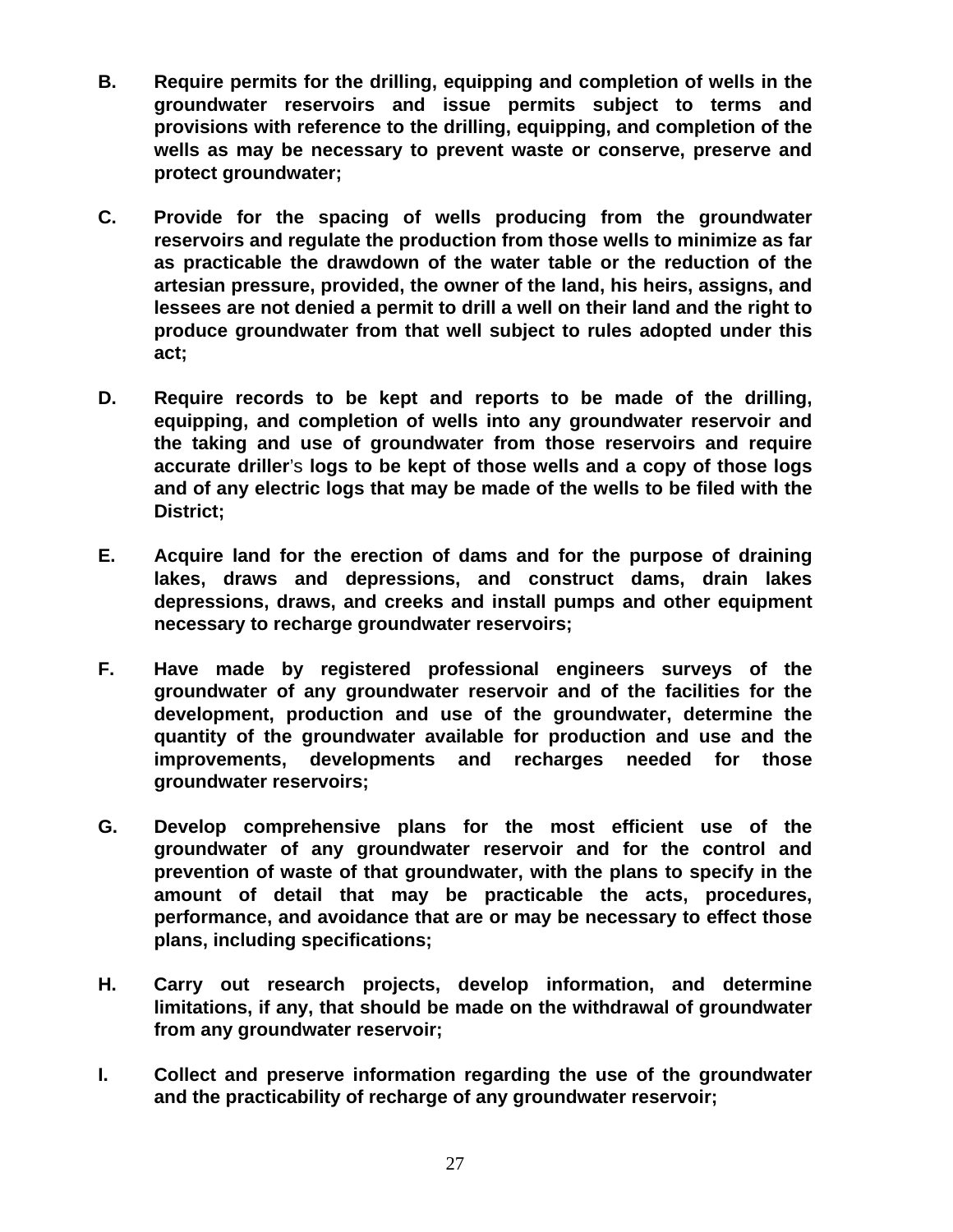**B. Require permits for the drilling, equipping and completion of wells in the groundwater reservoirs and issue permits subject to terms and provisions with reference to the drilling, equipping, and completion of the wells as may be necessary to prevent waste or conserve, preserve and protect groundwater;**

**C. Provide for the spacing of wells producing from the groundwater reservoirs and regulate the production from those wells to minimize as far as practicable the drawdown of the water table or the reduction of the artesian pressure, provided, the owner of the land, his heirs, assigns, and lessees are not denied a permit to drill a well on their land and the right to produce groundwater from that well subject to rules adopted under this act;**

**D. Require records to be kept and reports to be made of the drilling, equipping, and completion of wells into any groundwater reservoir and the taking and use of groundwater from those reservoirs and require accurate driller**'s **logs to be kept of those wells and a copy of those logs and of any electric logs that may be made of the wells to be filed with the District;**

**E. Acquire land for the erection of dams and for the purpose of draining lakes, draws and depressions, and construct dams, drain lakes depressions, draws, and creeks and install pumps and other equipment necessary to recharge groundwater reservoirs;**

**F. Have made by registered professional engineers surveys of the groundwater of any groundwater reservoir and of the facilities for the development, production and use of the groundwater, determine the quantity of the groundwater available for production and use and the improvements, developments and recharges needed for those groundwater reservoirs;**

**G. Develop comprehensive plans for the most efficient use of the groundwater of any groundwater reservoir and for the control and prevention of waste of that groundwater, with the plans to specify in the amount of detail that may be practicable the acts, procedures, performance, and avoidance that are or may be necessary to effect those plans, including specifications;**

**H. Carry out research projects, develop information, and determine limitations, if any, that should be made on the withdrawal of groundwater from any groundwater reservoir;**

**I. Collect and preserve information regarding the use of the groundwater and the practicability of recharge of any groundwater reservoir;**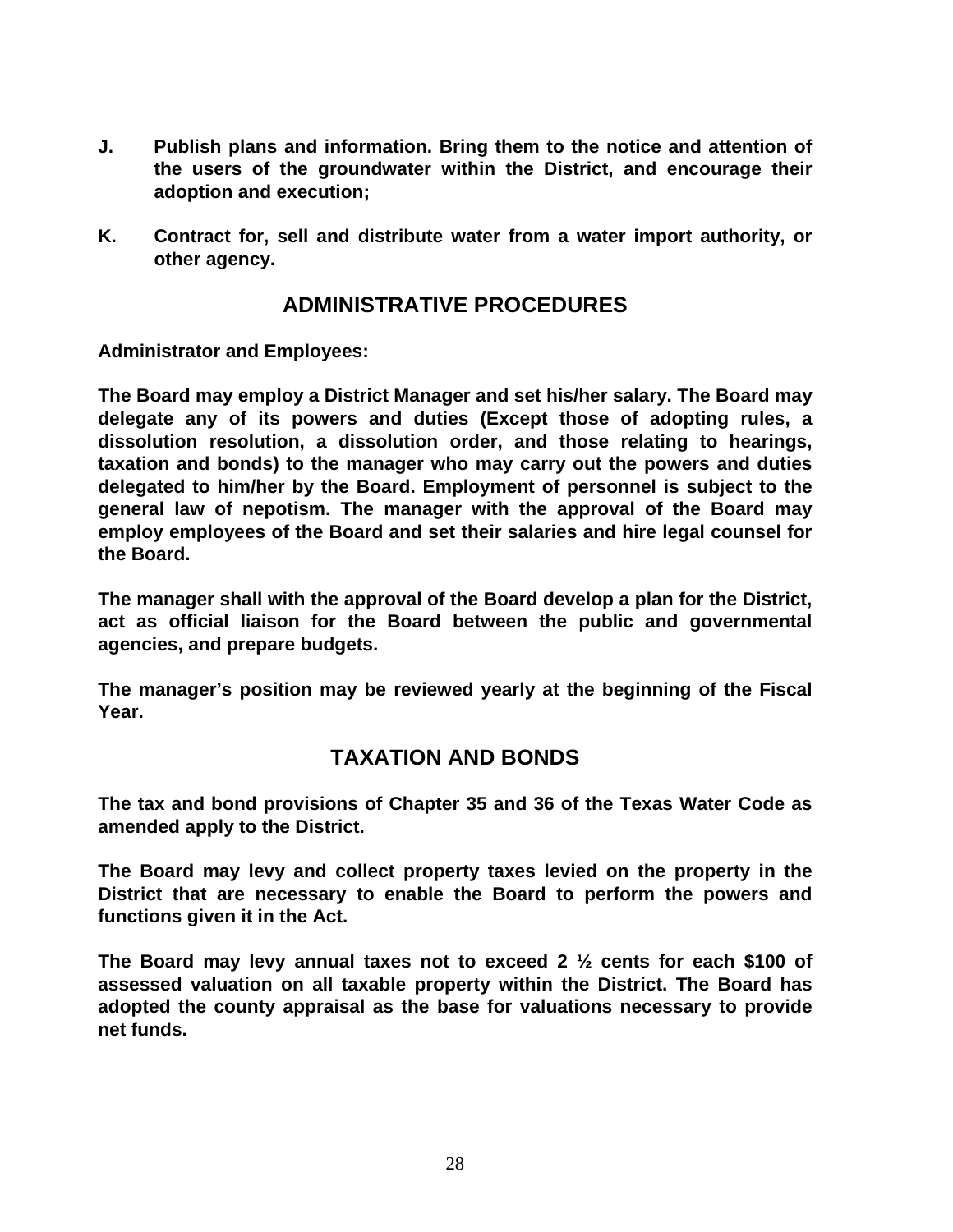**J. Publish plans and information. Bring them to the notice and attention of the users of the groundwater within the District, and encourage their adoption and execution;**

**K. Contract for, sell and distribute water from a water import authority, or other agency.**

## ADMINISTRATIVE PROCEDURES

**Administrator and Employees:**

**The Board may employ a District Manager and set his/her salary. The Board may delegate any of its powers and duties (Except those of adopting rules, a dissolution resolution, a dissolution order, and those relating to hearings, taxation and bonds) to the manager who may carry out the powers and duties delegated to him/her by the Board. Employment of personnel is subject to the general law of nepotism. The manager with the approval of the Board may employ employees of the Board and set their salaries and hire legal counsel for the Board.**

**The manager shall with the approval of the Board develop a plan for the District, act as official liaison for the Board between the public and governmental agencies, and prepare budgets.**

**The manager's position may be reviewed yearly at the beginning of the Fiscal Year.**

## TAXATION AND BONDS

**The tax and bond provisions of Chapter 35 and 36 of the Texas Water Code as amended apply to the District.**

**The Board may levy and collect property taxes levied on the property in the District that are necessary to enable the Board to perform the powers and functions given it in the Act.**

**The Board may levy annual taxes not to exceed 2 ½ cents for each $100 of assessed valuation on all taxable property within the District. The Board has adopted the county appraisal as the base for valuations necessary to provide net funds.**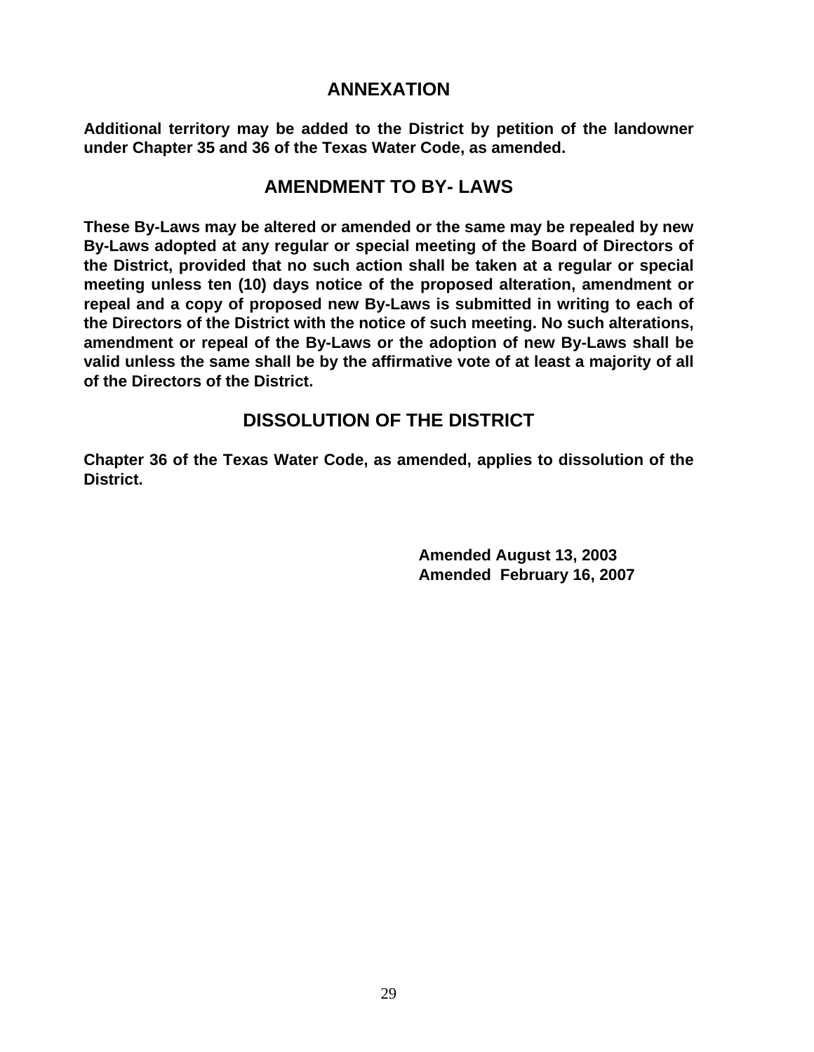## ANNEXATION

**Additional territory may be added to the District by petition of the landowner under Chapter 35 and 36 of the Texas Water Code, as amended.**

## AMENDMENT TO BY- LAWS

**These By-Laws may be altered or amended or the same may be repealed by new By-Laws adopted at any regular or special meeting of the Board of Directors of the District, provided that no such action shall be taken at a regular or special meeting unless ten (10) days notice of the proposed alteration, amendment or repeal and a copy of proposed new By-Laws is submitted in writing to each of the Directors of the District with the notice of such meeting. No such alterations, amendment or repeal of the By-Laws or the adoption of new By-Laws shall be valid unless the same shall be by the affirmative vote of at least a majority of all of the Directors of the District.**

## DISSOLUTION OF THE DISTRICT

**Chapter 36 of the Texas Water Code, as amended, applies to dissolution of the District.**

**Amended August 13, 2003**
**Amended February 16, 2007**